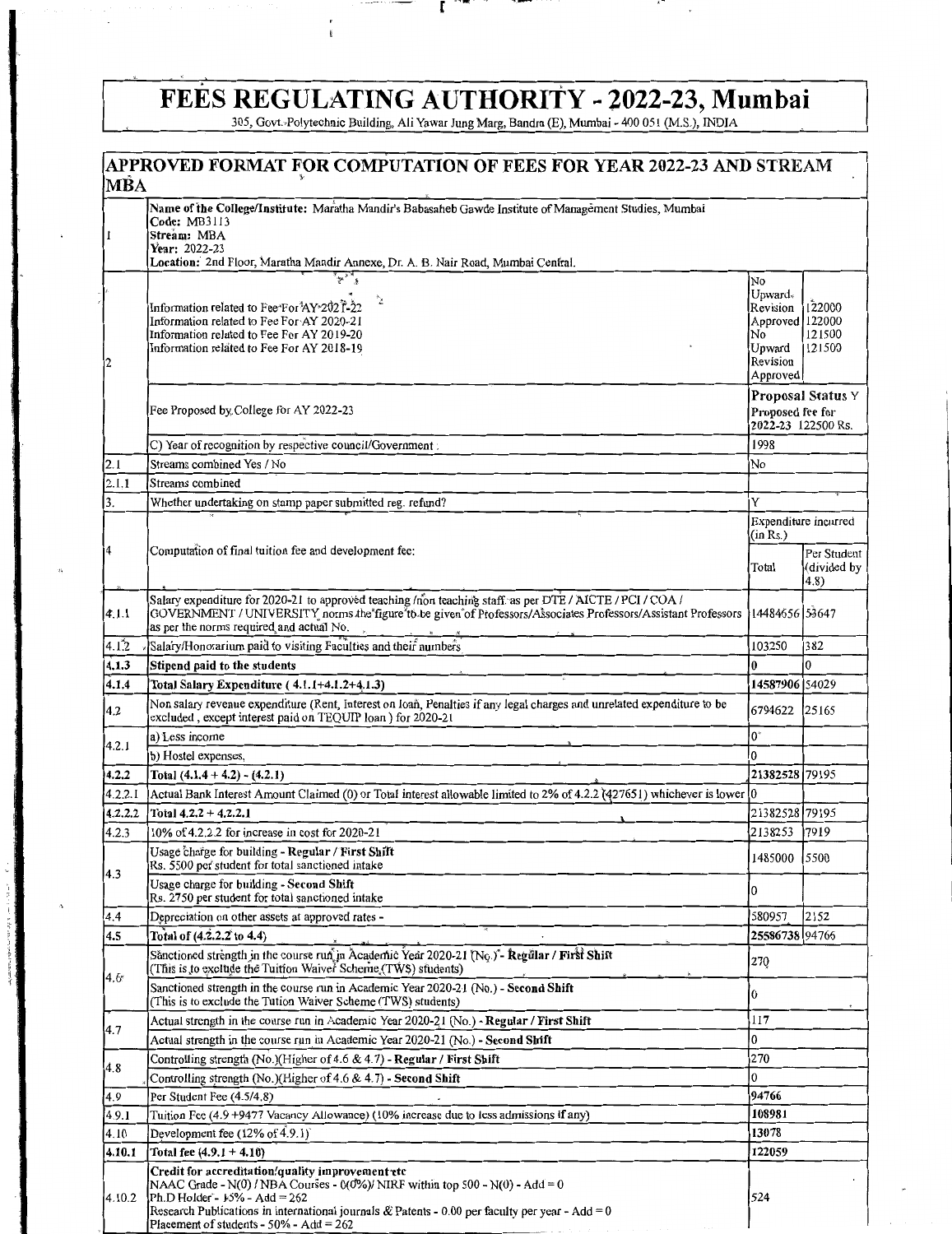# FEES REGULATING AUTHORITY - 2022-23, Mumbai

305, Govt. Polytechnic Building, Ali Yawar Jung Marg, Bandra (E), Mumbai - 400 051 (M.S.), INDIA

## APPROVED FORMAT FOR COMPUTATION OF FEES FOR YEAR 2022-23 AND STREAM MBA

| | | | |
|---|---|---|---|
| 1 | **Name of the College/Institute:** Maratha Mandir's Babasaheb Gawde Institute of Management Studies, Mumbai<br>**Code:** MB3113<br>**Stream:** MBA<br>**Year:** 2022-23<br>**Location:** 2nd Floor, Maratha Mandir Annexe, Dr. A. B. Nair Road, Mumbai Central. | | |
| 2 | Information related to Fee For AY 2021-22<br>Information related to Fee For AY 2020-21<br>Information related to Fee For AY 2019-20<br>Information related to Fee For AY 2018-19 | No Upward Revision Approved<br>No Upward Revision Approved | 122000<br>122000<br>121500<br>121500 |
| | Fee Proposed by College for AY 2022-23 | **Proposal Status** Y<br>Proposed fee for 2022-23 122500 Rs. | |
| | C) Year of recognition by respective council/Government | 1998 | |
| 2.1 | Streams combined Yes / No | No | |
| 2.1.1 | Streams combined | | |
| 3. | Whether undertaking on stamp paper submitted reg. refund? | Y | |
| 4 | Computation of final tuition fee and development fee: | Expenditure incurred (in Rs.)<br>Total | <br>Per Student (divided by 4.8) |
| 4.1.1 | Salary expenditure for 2020-21 to approved teaching /non teaching staff as per DTE / AICTE / PCI / COA / GOVERNMENT / UNIVERSITY norms the figure to be given of Professors/Associates Professors/Assistant Professors as per the norms required and actual No. | 14484656 | 53647 |
| 4.1.2 | Salary/Honorarium paid to visiting Faculties and their numbers | 103250 | 382 |
| **4.1.3** | **Stipend paid to the students** | 0 | 0 |
| **4.1.4** | **Total Salary Expenditure ( 4.1.1+4.1.2+4.1.3)** | 14587906 | 54029 |
| 4.2 | Non salary revenue expenditure (Rent, Interest on loan, Penalties if any legal charges and unrelated expenditure to be excluded , except interest paid on TEQUIP loan ) for 2020-21 | 6794622 | 25165 |
| 4.2.1 | a) Less income | 0 | |
| | b) Hostel expenses, | 0 | |
| **4.2.2** | **Total (4.1.4 + 4.2) - (4.2.1)** | 21382528 | 79195 |
| 4.2.2.1 | Actual Bank Interest Amount Claimed (0) or Total interest allowable limited to 2% of 4.2.2 (427651) whichever is lower | 0 | |
| **4.2.2.2** | **Total 4.2.2 + 4.2.2.1** | 21382528 | 79195 |
| 4.2.3 | 10% of 4.2.2.2 for increase in cost for 2020-21 | 2138253 | 7919 |
| 4.3 | Usage charge for building - **Regular / First Shift**<br>Rs. 5500 per student for total sanctioned intake | 1485000 | 5500 |
| | Usage charge for building - **Second Shift**<br>Rs. 2750 per student for total sanctioned intake | 0 | |
| 4.4 | Depreciation on other assets at approved rates - | 580957 | 2152 |
| **4.5** | **Total of (4.2.2.2 to 4.4)** | 25586738 | 94766 |
| 4.6 | Sanctioned strength in the course run in Academic Year 2020-21 (No.) - **Regular / First Shift**<br>(This is to exclude the Tuition Waiver Scheme (TWS) students) | 270 | |
| | Sanctioned strength in the course run in Academic Year 2020-21 (No.) - **Second Shift**<br>(This is to exclude the Tution Waiver Scheme (TWS) students) | 0 | |
| 4.7 | Actual strength in the course run in Academic Year 2020-21 (No.) - **Regular / First Shift** | 117 | |
| | Actual strength in the course run in Academic Year 2020-21 (No.) - **Second Shift** | 0 | |
| 4.8 | Controlling strength (No.)(Higher of 4.6 & 4.7) - **Regular / First Shift** | 270 | |
| | Controlling strength (No.)(Higher of 4.6 & 4.7) - **Second Shift** | 0 | |
| 4.9 | Per Student Fee (4.5/4.8) | 94766 | |
| 4.9.1 | Tuition Fee (4.9 +9477 Vacancy Allowance) (10% increase due to less admissions if any) | **108981** | |
| 4.10 | Development fee (12% of 4.9.1) | **13078** | |
| **4.10.1** | **Total fee (4.9.1 + 4.10)** | **122059** | |
| 4.10.2 | **Credit for accreditation/quality improvement etc**<br>NAAC Grade - N(0) / NBA Courses - 0(0%)/ NIRF within top 500 - N(0) - Add = 0<br>Ph.D Holder - 15% - Add = 262<br>Research Publications in international journals & Patents - 0.00 per faculty per year - Add = 0<br>Placement of students - 50% - Add = 262 | 524 | |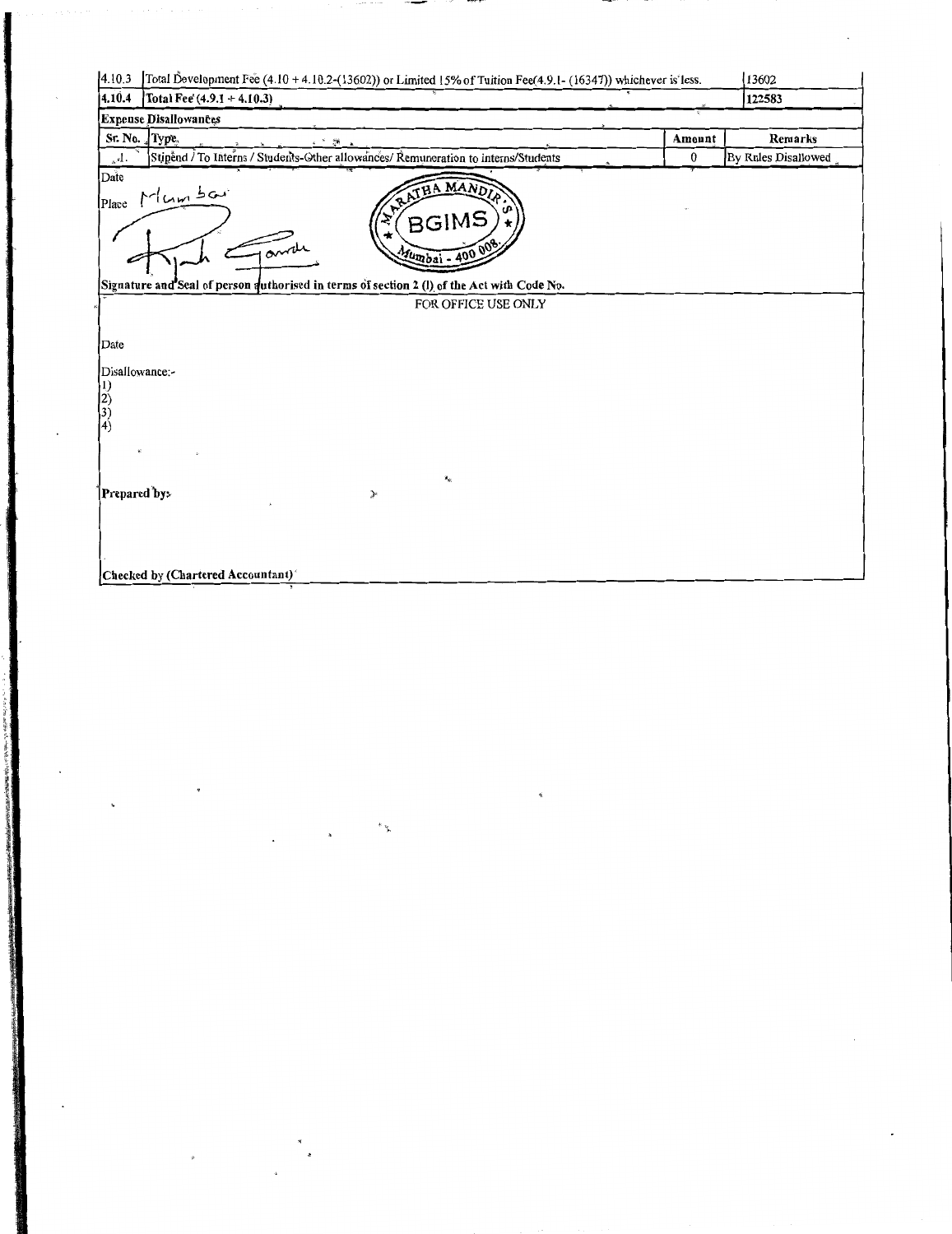| 4.10.3 | Total Development Fee (4.10 + 4.10.2-(13602)) or Limited 15% of Tuition Fee(4.9.1- (16347)) whichever is less. | 13602 |
|---|---|---|
| 4.10.4 | Total Fee (4.9.1 + 4.10.3) | 122583 |

**Expense Disallowances**

| Sr. No. | Type | Amount | Remarks |
|---|---|---|---|
| 1. | Stipend / To Interns / Students-Other allowances/ Remuneration to interns/Students | 0 | By Rules Disallowed |

Date

Place Mumbai

MARATHA MANDIR'S BGIMS Mumbai - 400 008

**Signature and Seal of person authorised in terms of section 2 (l) of the Act with Code No.**

FOR OFFICE USE ONLY

Date

Disallowance:-

1)
2)
3)
4)

**Prepared by:**

**Checked by (Chartered Accountant)**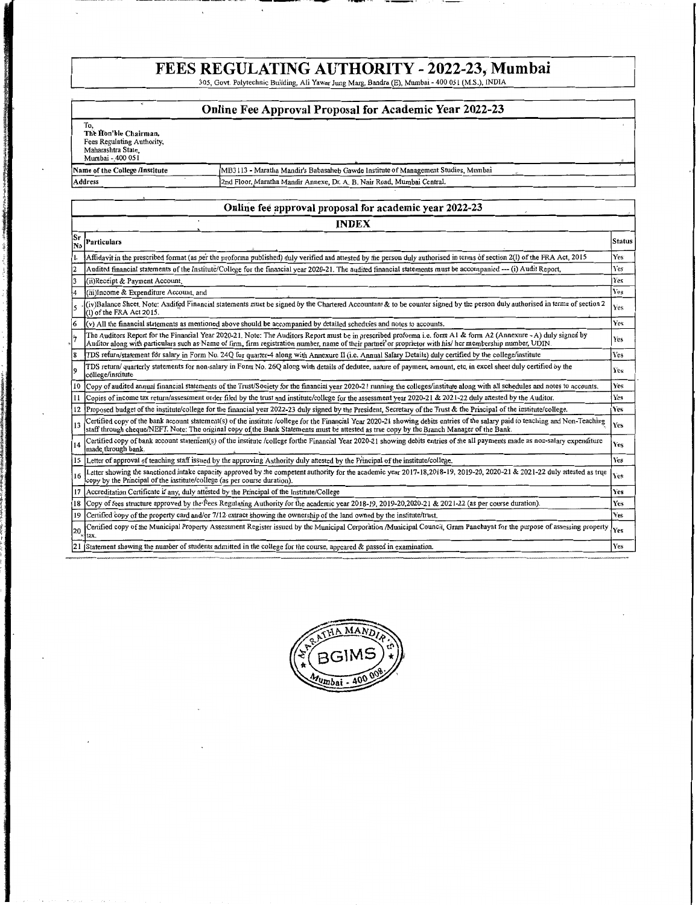# FEES REGULATING AUTHORITY - 2022-23, Mumbai

305, Govt. Polytechnic Building, Ali Yawar Jung Marg, Bandra (E), Mumbai - 400 051 (M.S.), INDIA

## Online Fee Approval Proposal for Academic Year 2022-23

To,
The Hon'ble Chairman,
Fees Regulating Authority,
Maharashtra State,
Mumbai - 400 051

| Name of the College /Institute | MB3113 - Maratha Mandir's Babasaheb Gawde Institute of Management Studies, Mumbai |
|---|---|
| Address | 2nd Floor, Maratha Mandir Annexe, Dr. A. B. Nair Road, Mumbai Central. |

## Online fee approval proposal for academic year 2022-23

### INDEX

| Sr No | Particulars | Status |
|---|---|---|
| 1 | Affidavit in the prescribed format (as per the proforma published) duly verified and attested by the person duly authorised in terms of section 2(l) of the FRA Act, 2015 | Yes |
| 2 | Audited financial statements of the Institute/College for the financial year 2020-21. The audited financial statements must be accompanied --- (i) Audit Report, | Yes |
| 3 | (ii)Receipt & Payment Account, | Yes |
| 4 | (iii)Income & Expenditure Account, and | Yes |
| 5 | (iv)Balance Sheet. Note: Audited Financial statements must be signed by the Chartered Accountant & to be counter signed by the person duly authorised in terms of section 2 (l) of the FRA Act 2015. | Yes |
| 6 | (v) All the financial statements as mentioned above should be accompanied by detailed schedules and notes to accounts. | Yes |
| 7 | The Auditors Report for the Financial Year 2020-21. Note: The Auditors Report must be in prescribed proforma i.e. form A1 & form A2 (Annexure - A) duly signed by Auditor along with particulars such as Name of firm, firm registration number, name of their partner or proprietor with his/ her membership number, UDIN. | Yes |
| 8 | TDS return/statement for salary in Form No. 24Q for quarter-4 along with Annexure II (i.e. Annual Salary Details) duly certified by the college/institute | Yes |
| 9 | TDS return/ quarterly statements for non-salary in Form No. 26Q along with details of deductee, nature of payment, amount, etc. in excel sheet duly certified by the college/institute | Yes |
| 10 | Copy of audited annual financial statements of the Trust/Society for the financial year 2020-21 running the colleges/institute along with all schedules and notes to accounts. | Yes |
| 11 | Copies of income tax return/assessment order filed by the trust and institute/college for the assessment year 2020-21 & 2021-22 duly attested by the Auditor. | Yes |
| 12 | Proposed budget of the institute/college for the financial year 2022-23 duly signed by the President, Secretary of the Trust & the Principal of the institute/college. | Yes |
| 13 | Certified copy of the bank account statement(s) of the institute /college for the Financial Year 2020-21 showing debits entries of the salary paid to teaching and Non-Teaching staff through cheque/NEFT. Note: The original copy of the Bank Statements must be attested as true copy by the Branch Manager of the Bank. | Yes |
| 14 | Certified copy of bank account statement(s) of the institute /college forthe Financial Year 2020-21 showing debits entries of the all payments made as non-salary expenditure made through bank. | Yes |
| 15 | Letter of approval of teaching staff issued by the approving Authority duly attested by the Principal of the institute/college. | Yes |
| 16 | Letter showing the sanctioned intake capacity approved by the competent authority for the academic year 2017-18,2018-19, 2019-20, 2020-21 & 2021-22 duly attested as true copy by the Principal of the institute/college (as per course duration). | Yes |
| 17 | Accreditation Certificate if any, duly attested by the Principal of the Institute/College | Yes |
| 18 | Copy of fees structure approved by the Fees Regulating Authority for the academic year 2018-19, 2019-20,2020-21 & 2021-22 (as per course duration). | Yes |
| 19 | Certified copy of the property card and/or 7/12 extract showing the ownership of the land owned by the institute/trust. | Yes |
| 20 | Certified copy of the Municipal Property Assessment Register issued by the Municipal Corporation /Municipal Council, Gram Panchayat for the purpose of assessing property tax. | Yes |
| 21 | Statement showing the number of students admitted in the college for the course, appeared & passed in examination. | Yes |

MARATHA MANDIR'S BGIMS Mumbai - 400 008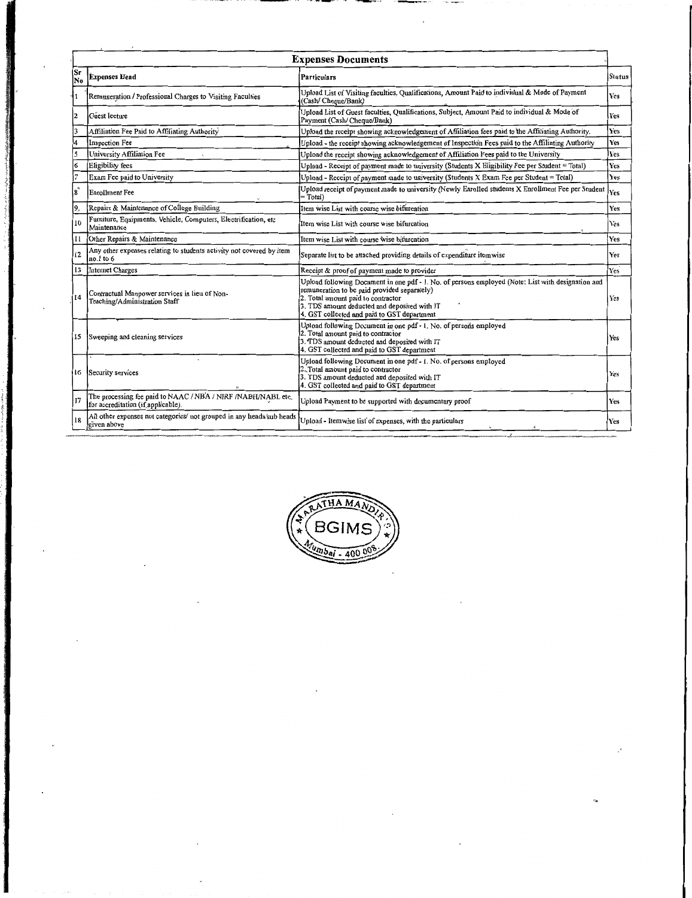| Expenses Documents | | | |
|---|---|---|---|
| Sr No | Expenses Head | Particulars | Status |
| 1 | Remuneration / Professional Charges to Visiting Faculties | Upload List of Visiting faculties, Qualifications, Amount Paid to individual & Mode of Payment (Cash/ Cheque/Bank) | Yes |
| 2 | Guest lecture | Upload List of Guest faculties, Qualifications, Subject, Amount Paid to individual & Mode of Payment (Cash/ Cheque/Bank) | Yes |
| 3 | Affiliation Fee Paid to Affiliating Authority | Upload the receipt showing acknowledgement of Affiliation fees paid to the Affiliating Authority. | Yes |
| 4 | Inspection Fee | Upload - the receipt showing acknowledgement of Inspection Fees paid to the Affiliating Authority | Yes |
| 5 | University Affiliation Fee | Upload the receipt showing acknowledgement of Affiliation Fees paid to the University | Yes |
| 6 | Eligibility fees | Upload - Receipt of payment made to university (Students X Eligibility Fee per Student = Total) | Yes |
| 7 | Exam Fee paid to University | Upload - Receipt of payment made to university (Students X Exam Fee per Student = Total) | Yes |
| 8 | Enrollment Fee | Upload receipt of payment made to university (Newly Enrolled students X Enrollment Fee per Student = Total) | Yes |
| 9 | Repairs & Maintenance of College Building | Item wise List with course wise bifurcation | Yes |
| 10 | Furniture, Equipments, Vehicle, Computers, Electrification, etc Maintenance | Item wise List with course wise bifurcation | Yes |
| 11 | Other Repairs & Maintenance | Item wise List with course wise bifurcation | Yes |
| 12 | Any other expenses relating to students activity not covered by item no.1 to 6 | Separate list to be attached providing details of expenditure itemwise | Yes |
| 13 | Internet Charges | Receipt & proof of payment made to provider | Yes |
| 14 | Contractual Manpower services in lieu of Non-Teaching/Administration Staff | Upload following Document in one pdf - 1. No. of persons employed (Note: List with designation and remuneration to be paid provided separately)<br>2. Total amount paid to contractor<br>3. TDS amount deducted and deposited with IT<br>4. GST collected and paid to GST department | Yes |
| 15 | Sweeping and cleaning services | Upload following Document in one pdf - 1. No. of persons employed<br>2. Total amount paid to contractor<br>3. TDS amount deducted and deposited with IT<br>4. GST collected and paid to GST department | Yes |
| 16 | Security services | Upload following Document in one pdf - 1. No. of persons employed<br>2. Total amount paid to contractor<br>3. TDS amount deducted and deposited with IT<br>4. GST collected and paid to GST department | Yes |
| 17 | The processing fee paid to NAAC / NBA / NIRF /NABH/NABL etc. for accreditation (if applicable). | Upload Payment to be supported with documentary proof | Yes |
| 18 | All other expenses not categories/ not grouped in any heads/sub heads given above | Upload - Itemwise list of expenses, with the particulars | Yes |

MARATHA MANDIR'S BGIMS Mumbai - 400 008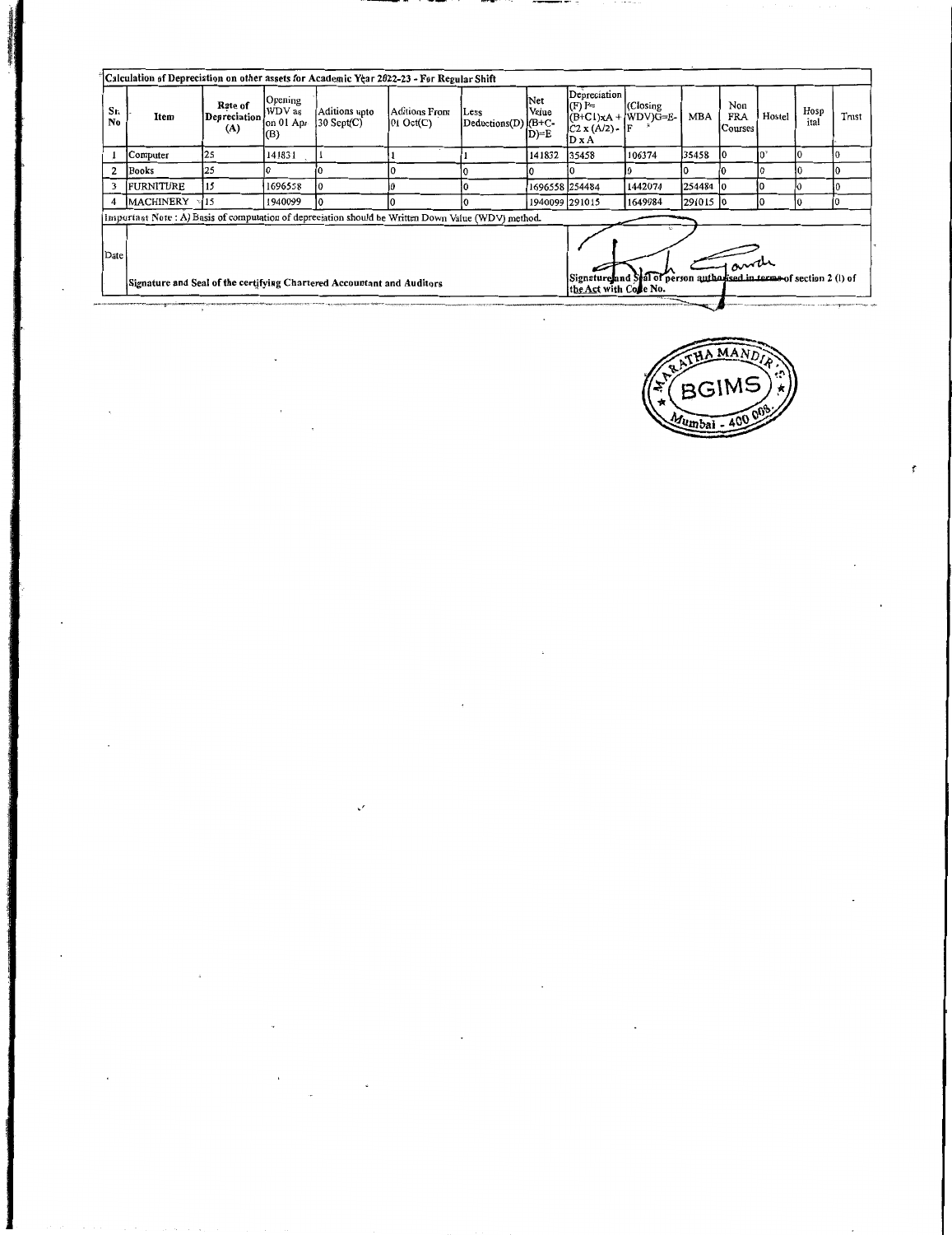| Calculation of Depreciation on other assets for Academic Year 2022-23 - For Regular Shift | | | | | | | | | | | | | | | |
|---|---|---|---|---|---|---|---|---|---|---|---|---|---|---|---|
| Sr. No | Item | Rate of Depreciation (A) | Opening WDV as on 01 Apr (B) | Aditions upto 30 Sept(C) | Aditions From 01 Oct(C) | Less Deductions(D) | Net Value (B+C-D)=E | Depreciation (F) P= (B+C1)xA + C2 x (A/2) - D x A | (Closing WDV)G=E-F | MBA | Non FRA Courses | Hostel | Hospital | Trust |
| 1 | Computer | 25 | 141831 | 1 | 1 | 1 | 141832 | 35458 | 106374 | 35458 | 0 | 0 | 0 | 0 |
| 2 | Books | 25 | 0 | 0 | 0 | 0 | 0 | 0 | 0 | 0 | 0 | 0 | 0 | 0 |
| 3 | FURNITURE | 15 | 1696558 | 0 | 0 | 0 | 1696558 | 254484 | 1442074 | 254484 | 0 | 0 | 0 | 0 |
| 4 | MACHINERY | 15 | 1940099 | 0 | 0 | 0 | 1940099 | 291015 | 1649984 | 291015 | 0 | 0 | 0 | 0 |

Important Note : A) Basis of computation of depreciation should be Written Down Value (WDV) method.

Date

Signature and Seal of the certifying Chartered Accountant and Auditors

Signature and Seal of person authorised in terms of section 2 (l) of the Act with Code No.

MARATHA MANDIR BGIMS Mumbai - 400 008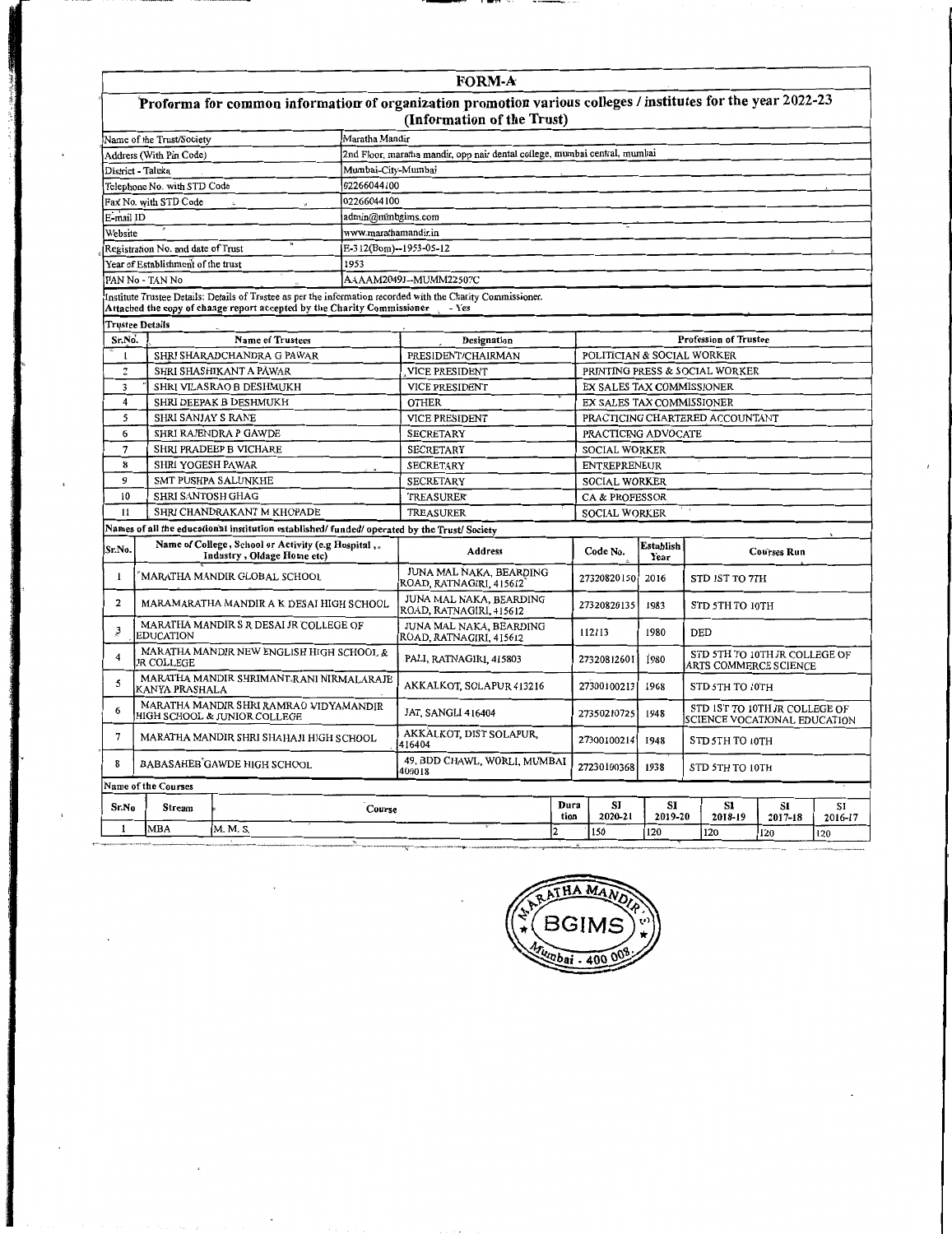# FORM-A

## Proforma for common information of organization promotion various colleges / institutes for the year 2022-23

### (Information of the Trust)

| | |
|---|---|
| Name of the Trust/Society | Maratha Mandir |
| Address (With Pin Code) | 2nd Floor, maratha mandir, opp nair dental college, mumbai central, mumbai |
| District - Taluka | Mumbai-City-Mumbai |
| Telephone No. with STD Code | 02266044100 |
| Fax No. with STD Code | 02266044100 |
| E-mail ID | admin@mmbgims.com |
| Website | www.marathamandir.in |
| Registration No. and date of Trust | E-312(Bom)--1953-05-12 |
| Year of Establishment of the trust | 1953 |
| PAN No - TAN No | AAAAM2049J--MUMM22507C |

Institute Trustee Details: Details of Trustee as per the information recorded with the Charity Commissioner.
Attached the copy of change report accepted by the Charity Commissioner - Yes

**Trustee Details**

| Sr.No. | Name of Trustees | Designation | Profession of Trustee |
|---|---|---|---|
| 1 | SHRI SHARADCHANDRA G PAWAR | PRESIDENT/CHAIRMAN | POLITICIAN & SOCIAL WORKER |
| 2 | SHRI SHASHIKANT A PAWAR | VICE PRESIDENT | PRINTING PRESS & SOCIAL WORKER |
| 3 | SHRI VILASRAO B DESHMUKH | VICE PRESIDENT | EX SALES TAX COMMISSIONER |
| 4 | SHRI DEEPAK B DESHMUKH | OTHER | EX SALES TAX COMMISSIONER |
| 5 | SHRI SANJAY S RANE | VICE PRESIDENT | PRACTICING CHARTERED ACCOUNTANT |
| 6 | SHRI RAJENDRA P GAWDE | SECRETARY | PRACTICING ADVOCATE |
| 7 | SHRI PRADEEP B VICHARE | SECRETARY | SOCIAL WORKER |
| 8 | SHRI YOGESH PAWAR | SECRETARY | ENTREPRENEUR |
| 9 | SMT PUSHPA SALUNKHE | SECRETARY | SOCIAL WORKER |
| 10 | SHRI SANTOSH GHAG | TREASURER | CA & PROFESSOR |
| 11 | SHRI CHANDRAKANT M KHOPADE | TREASURER | SOCIAL WORKER |

**Names of all the educational institution established/ funded/ operated by the Trust/ Society**

| Sr.No. | Name of College, School or Activity (e.g Hospital, Industry, Oldage Home etc) | Address | Code No. | Establish Year | Courses Run |
|---|---|---|---|---|---|
| 1 | MARATHA MANDIR GLOBAL SCHOOL | JUNA MAL NAKA, BEARDING ROAD, RATNAGIRI, 415612 | 27320820150 | 2016 | STD 1ST TO 7TH |
| 2 | MARAMARATHA MANDIR A K DESAI HIGH SCHOOL | JUNA MAL NAKA, BEARDING ROAD, RATNAGIRI, 415612 | 27320820135 | 1983 | STD 5TH TO 10TH |
| 3 | MARATHA MANDIR S R DESAI JR COLLEGE OF EDUCATION | JUNA MAL NAKA, BEARDING ROAD, RATNAGIRI, 415612 | 112113 | 1980 | DED |
| 4 | MARATHA MANDIR NEW ENGLISH HIGH SCHOOL & JR COLLEGE | PALI, RATNAGIRI, 415803 | 27320812601 | 1980 | STD 5TH TO 10TH JR COLLEGE OF ARTS COMMERCE SCIENCE |
| 5 | MARATHA MANDIR SHRIMANT RANI NIRMALARAJE KANYA PRASHALA | AKKALKOT, SOLAPUR 413216 | 27300100213 | 1968 | STD 5TH TO 10TH |
| 6 | MARATHA MANDIR SHRI RAMRAO VIDYAMANDIR HIGH SCHOOL & JUNIOR COLLEGE | JAT, SANGLI 416404 | 27350210725 | 1948 | STD 1ST TO 10TH JR COLLEGE OF SCIENCE VOCATIONAL EDUCATION |
| 7 | MARATHA MANDIR SHRI SHAHAJI HIGH SCHOOL | AKKALKOT, DIST SOLAPUR, 416404 | 27300100214 | 1948 | STD 5TH TO 10TH |
| 8 | BABASAHEB GAWDE HIGH SCHOOL | 49, BDD CHAWL, WORLI, MUMBAI 400018 | 27230100368 | 1938 | STD 5TH TO 10TH |

**Name of the Courses**

| Sr.No | Stream | Course | Duration | SI 2020-21 | SI 2019-20 | SI 2018-19 | SI 2017-18 | SI 2016-17 |
|---|---|---|---|---|---|---|---|---|
| 1 | MBA | M. M. S. | 2 | 150 | 120 | 120 | 120 | 120 |

MARATHA MANDIR BGIMS Mumbai - 400 008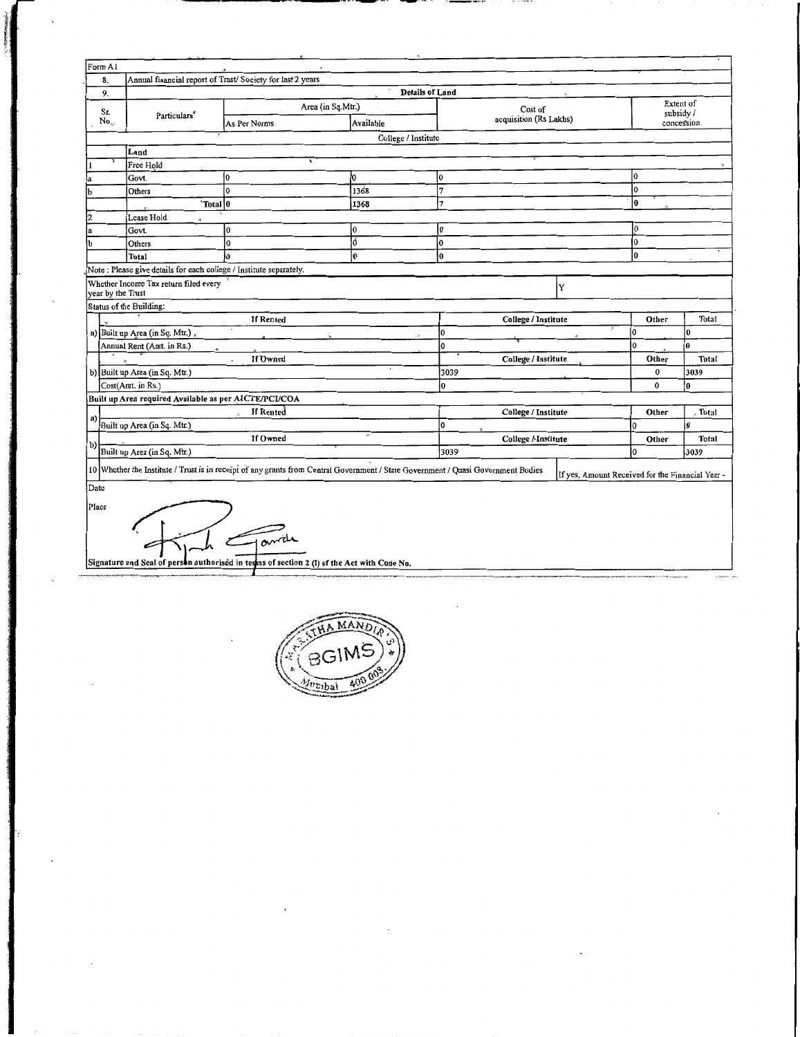Form A1

| 8. | Annual financial report of Trust/ Society for last 2 years | | | | |
|---|---|---|---|---|---|
| 9. | Details of Land | | | | |
| Sr. No. | Particulars* | Area (in Sq.Mtr.) | | Cost of acquisition (Rs Lakhs) | Extent of subsidy / concession |
| | | As Per Norms | Available | | |
| | College / Institute | | | | |
| | Land | | | | |
| 1 | Free Hold | | | | |
| a | Govt. | 0 | 0 | 0 | 0 |
| b | Others | 0 | 1368 | 7 | 0 |
| | Total | 0 | 1368 | 7 | 0 |
| 2 | Lease Hold | | | | |
| a | Govt. | 0 | 0 | 0 | 0 |
| b | Others | 0 | 0 | 0 | 0 |
| | Total | 0 | 0 | 0 | 0 |

Note : Please give details for each college / Institute separately.

Whether Income Tax return filed every year by the Trust: Y

Status of the Building:

| | | College / Institute | Other | Total |
|---|---|---|---|---|
| | If Rented | College / Institute | Other | Total |
| a) | Built up Area (in Sq. Mtr.) | 0 | 0 | 0 |
| | Annual Rent (Amt. in Rs.) | 0 | 0 | 0 |
| | If Owned | College / Institute | Other | Total |
| b) | Built up Area (in Sq. Mtr.) | 3039 | 0 | 3039 |
| | Cost(Amt. in Rs.) | 0 | 0 | 0 |

Built up Area required Available as per AICTE/PCI/COA

| | | College / Institute | Other | Total |
|---|---|---|---|---|
| a) | If Rented | College / Institute | Other | Total |
| | Built up Area (in Sq. Mtr.) | 0 | 0 | 0 |
| b) | If Owned | College / Institute | Other | Total |
| | Built up Area (in Sq. Mtr.) | 3039 | 0 | 3039 |

10 Whether the Institute / Trust is in receipt of any grants from Central Government / State Government / Quasi Government Bodies — If yes, Amount Received for the Financial Year -

Date

Place

Signature and Seal of person authorised in terms of section 2 (l) of the Act with Code No.

MARATHA MANDIR'S BGIMS Mumbai 400 008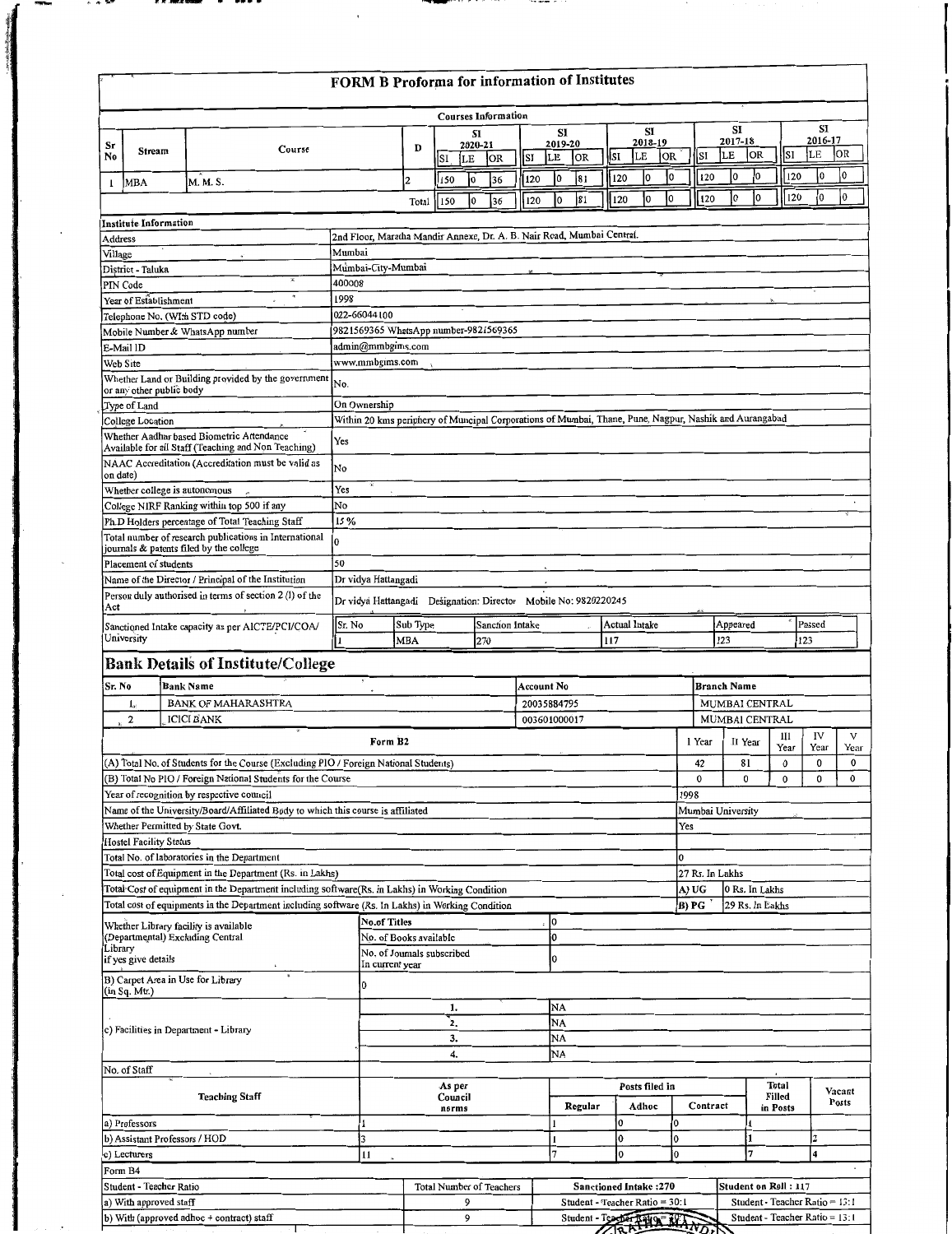# FORM B Proforma for information of Institutes

**Courses Information**

| Sr No | Stream | Course | D | SI 2020-21 SI | LE | OR | SI 2019-20 SI | LE | OR | SI 2018-19 SI | LE | OR | SI 2017-18 SI | LE | OR | SI 2016-17 SI | LE | OR |
|---|---|---|---|---|---|---|---|---|---|---|---|---|---|---|---|---|---|---|
| 1 | MBA | M. M. S. | 2 | 150 | 0 | 36 | 120 | 0 | 81 | 120 | 0 | 0 | 120 | 0 | 0 | 120 | 0 | 0 |
| | | | Total | 150 | 0 | 36 | 120 | 0 | 81 | 120 | 0 | 0 | 120 | 0 | 0 | 120 | 0 | 0 |

**Institute Information**

| | |
|---|---|
| Address | 2nd Floor, Maratha Mandir Annexe, Dr. A. B. Nair Road, Mumbai Central. |
| Village | Mumbai |
| District - Taluka | Mumbai-City-Mumbai |
| PIN Code | 400008 |
| Year of Establishment | 1998 |
| Telephone No. (With STD code) | 022-66044100 |
| Mobile Number & WhatsApp number | 9821569365 WhatsApp number-9821569365 |
| E-Mail ID | admin@mmbgims.com |
| Web Site | www.mmbgims.com |
| Whether Land or Building provided by the government or any other public body | No. |
| Type of Land | On Ownership |
| College Location | Within 20 kms periphery of Muncipal Corporations of Mumbai, Thane, Pune, Nagpur, Nashik and Aurangabad |
| Whether Aadhar based Biometric Attendance Available for all Staff (Teaching and Non Teaching) | Yes |
| NAAC Accreditation (Accreditation must be valid as on date) | No |
| Whether college is autonomous | Yes |
| College NIRF Ranking within top 500 if any | No |
| Ph.D Holders percentage of Total Teaching Staff | 15 % |
| Total number of research publications in International journals & patents filed by the college | 0 |
| Placement of students | 50 |
| Name of the Director / Principal of the Institution | Dr vidya Hattangadi |
| Person duly authorised in terms of section 2 (l) of the Act | Dr vidya Hattangadi Designation: Director Mobile No: 9820220245 |

| Sanctioned Intake capacity as per AICTE/PCI/COA/ University | Sr. No | Sub Type | Sanction Intake | Actual Intake | Appeared | Passed |
|---|---|---|---|---|---|---|
| | 1 | MBA | 270 | 117 | 123 | 123 |

## Bank Details of Institute/College

| Sr. No | Bank Name | Account No | Branch Name |
|---|---|---|---|
| 1. | BANK OF MAHARASHTRA | 20035884795 | MUMBAI CENTRAL |
| 2 | ICICI BANK | 003601000017 | MUMBAI CENTRAL |

| Form B2 | I Year | II Year | III Year | IV Year | V Year |
|---|---|---|---|---|---|
| (A) Total No. of Students for the Course (Excluding PIO / Foreign National Students) | 42 | 81 | 0 | 0 | 0 |
| (B) Total No PIO / Foreign National Students for the Course | 0 | 0 | 0 | 0 | 0 |
| Year of recognition by respective council | 1998 | | | | |
| Name of the University/Board/Affiliated Body to which this course is affiliated | Mumbai University | | | | |
| Whether Permitted by State Govt. | Yes | | | | |
| Hostel Facility Status | | | | | |
| Total No. of laboratories in the Department | 0 | | | | |
| Total cost of Equipment in the Department (Rs. in Lakhs) | 27 Rs. In Lakhs | | | | |
| Total Cost of equipment in the Department including software(Rs. in Lakhs) in Working Condition | A) UG | 0 Rs. In Lakhs | | | |
| Total cost of equipments in the Department including software (Rs. In Lakhs) in Working Condition | B) PG | 29 Rs. In Lakhs | | | |

| | | |
|---|---|---|
| Whether Library facility is available (Departmental) Excluding Central Library if yes give details | No.of Titles | 0 |
| | No. of Books available | 0 |
| | No. of Journals subscribed In current year | 0 |
| B) Carpet Area in Use for Library (in Sq. Mtr.) | 0 | |
| c) Facilities in Department - Library | 1. | NA |
| | 2. | NA |
| | 3. | NA |
| | 4. | NA |

No. of Staff

| Teaching Staff | As per Council norms | Posts filled in Regular | Adhoc | Contract | Total Filled in Posts | Vacant Posts |
|---|---|---|---|---|---|---|
| a) Professors | 1 | 1 | 0 | 0 | 1 | |
| b) Assistant Professors / HOD | 3 | 1 | 0 | 0 | 1 | 2 |
| c) Lecturers | 11 | 7 | 0 | 0 | 7 | 4 |

Form B4

| Student - Teacher Ratio | Total Number of Teachers | Sanctioned Intake :270 | Student on Roll : 117 |
|---|---|---|---|
| a) With approved staff | 9 | Student - Teacher Ratio = 30:1 | Student - Teacher Ratio = 13:1 |
| b) With (approved adhoc + contract) staff | 9 | Student - Teacher Ratio = 30:1 | Student - Teacher Ratio = 13:1 |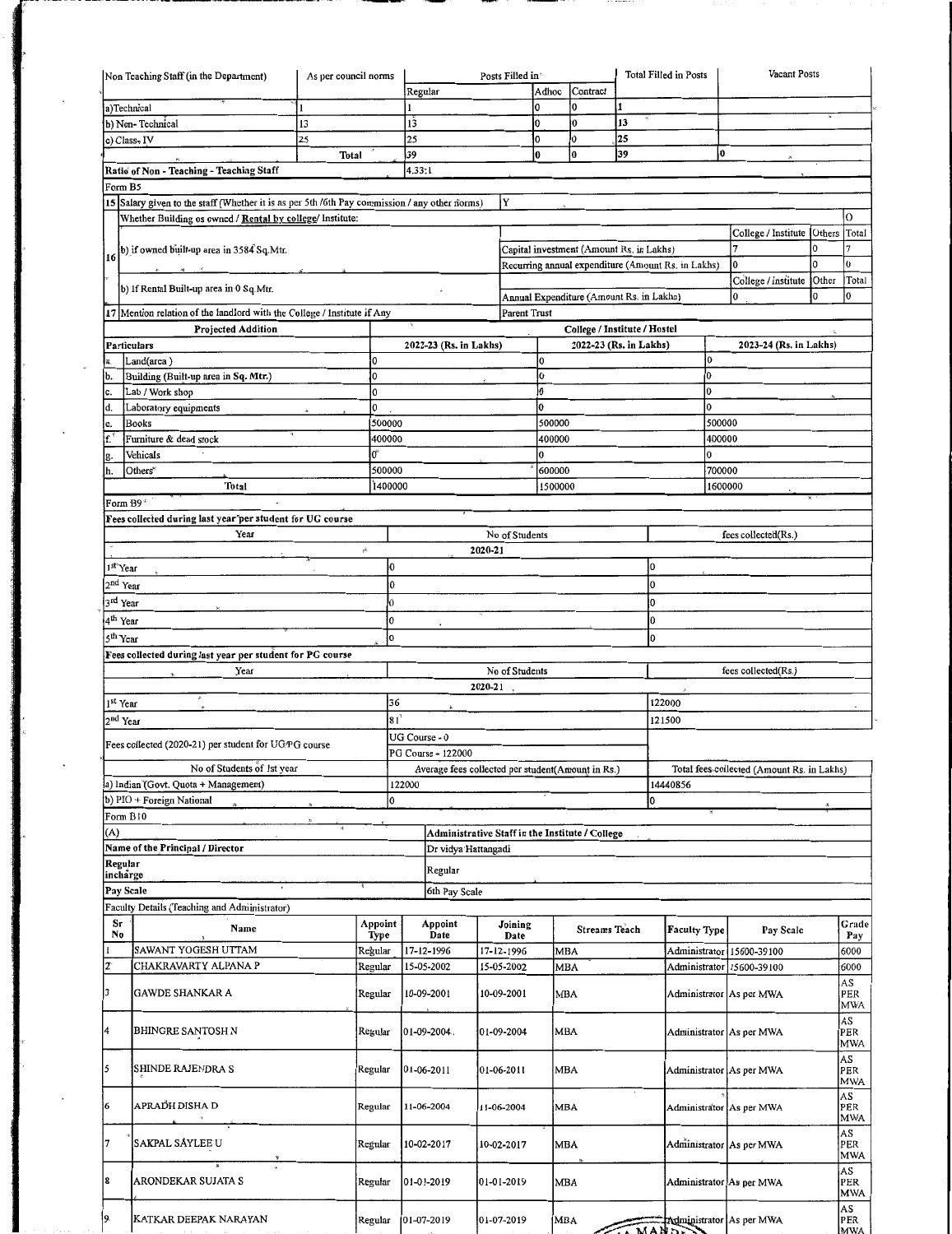| Non Teaching Staff (in the Department) | As per council norms | Posts Filled in | | | Total Filled in Posts | Vacant Posts |
|---|---|---|---|---|---|---|
| | | Regular | Adhoc | Contract | | |
| a)Technical | 1 | 1 | 0 | 0 | 1 | |
| b) Non- Technical | 13 | 13 | 0 | 0 | 13 | |
| c) Class- IV | 25 | 25 | 0 | 0 | 25 | |
| Total | | 39 | 0 | 0 | 39 | 0 |
| Ratio of Non - Teaching - Teaching Staff | | 4.33:1 | | | | |

Form B5

| | | | | | | |
|---|---|---|---|---|---|---|
| 15 | Salary given to the staff (Whether it is as per 5th /6th Pay commission / any other norms) | Y | | | | |
| 16 | Whether Building os owned / **Rental by college**/ Institute: | | | | | O |
| | | | | College / Institute | Others | Total |
| | b) if owned built-up area in 3584 Sq.Mtr. | Capital investment (Amount Rs. in Lakhs) | | 7 | 0 | 7 |
| | | Recurring annual expenditure (Amount Rs. in Lakhs) | | 0 | 0 | 0 |
| | | | | College / Institute | Other | Total |
| | b) If Rental Built-up area in 0 Sq.Mtr. | Annual Expenditure (Amount Rs. in Lakhs) | | 0 | 0 | 0 |
| 17 | Mention relation of the landlord with the College / Institute if Any | Parent Trust | | | | |

| | Projected Addition | College / Institute / Hostel | | |
|---|---|---|---|---|
| | Particulars | 2022-23 (Rs. in Lakhs) | 2022-23 (Rs. in Lakhs) | 2023-24 (Rs. in Lakhs) |
| a. | Land(area ) | 0 | 0 | 0 |
| b. | Building (Built-up area in Sq. Mtr.) | 0 | 0 | 0 |
| c. | Lab / Work shop | 0 | 0 | 0 |
| d. | Laboratory equipments | 0 | 0 | 0 |
| e. | Books | 500000 | 500000 | 500000 |
| f. | Furniture & dead stock | 400000 | 400000 | 400000 |
| g. | Vehicals | 0 | 0 | 0 |
| h. | Others | 500000 | 600000 | 700000 |
| | Total | 1400000 | 1500000 | 1600000 |

Form B9

**Fees collected during last year per student for UG course**

| Year | No of Students | fees collected(Rs.) |
|---|---|---|
| | 2020-21 | |
| 1st Year | 0 | 0 |
| 2nd Year | 0 | 0 |
| 3rd Year | 0 | 0 |
| 4th Year | 0 | 0 |
| 5th Year | 0 | 0 |

**Fees collected during last year per student for PG course**

| Year | No of Students | fees collected(Rs.) |
|---|---|---|
| | 2020-21 | |
| 1st Year | 36 | 122000 |
| 2nd Year | 81 | 121500 |
| Fees collected (2020-21) per student for UG/PG course | UG Course - 0<br>PG Course - 122000 | |

| No of Students of Ist year | Average fees collected per student(Amount in Rs.) | Total fees collected (Amount Rs. in Lakhs) |
|---|---|---|
| a) Indian (Govt. Quota + Management) | 122000 | 14440856 |
| b) PIO + Foreign National | 0 | 0 |

Form B10

| (A) | Administrative Staff in the Institute / College |
|---|---|
| Name of the Principal / Director | Dr vidya Hattangadi |
| Regular incharge | Regular |
| Pay Scale | 6th Pay Scale |

Faculty Details (Teaching and Administrator)

| Sr No | Name | Appoint Type | Appoint Date | Joining Date | Streams Teach | Faculty Type | Pay Scale | Grade Pay |
|---|---|---|---|---|---|---|---|---|
| 1 | SAWANT YOGESH UTTAM | Regular | 17-12-1996 | 17-12-1996 | MBA | Administrator | 15600-39100 | 6000 |
| 2 | CHAKRAVARTY ALPANA P | Regular | 15-05-2002 | 15-05-2002 | MBA | Administrator | 15600-39100 | 6000 |
| 3 | GAWDE SHANKAR A | Regular | 10-09-2001 | 10-09-2001 | MBA | Administrator | As per MWA | AS PER MWA |
| 4 | BHINGRE SANTOSH N | Regular | 01-09-2004 | 01-09-2004 | MBA | Administrator | As per MWA | AS PER MWA |
| 5 | SHINDE RAJENDRA S | Regular | 01-06-2011 | 01-06-2011 | MBA | Administrator | As per MWA | AS PER MWA |
| 6 | APRADH DISHA D | Regular | 11-06-2004 | 11-06-2004 | MBA | Administrator | As per MWA | AS PER MWA |
| 7 | SAKPAL SAYLEE U | Regular | 10-02-2017 | 10-02-2017 | MBA | Administrator | As per MWA | AS PER MWA |
| 8 | ARONDEKAR SUJATA S | Regular | 01-01-2019 | 01-01-2019 | MBA | Administrator | As per MWA | AS PER MWA |
| 9 | KATKAR DEEPAK NARAYAN | Regular | 01-07-2019 | 01-07-2019 | MBA | Administrator | As per MWA | AS PER MWA |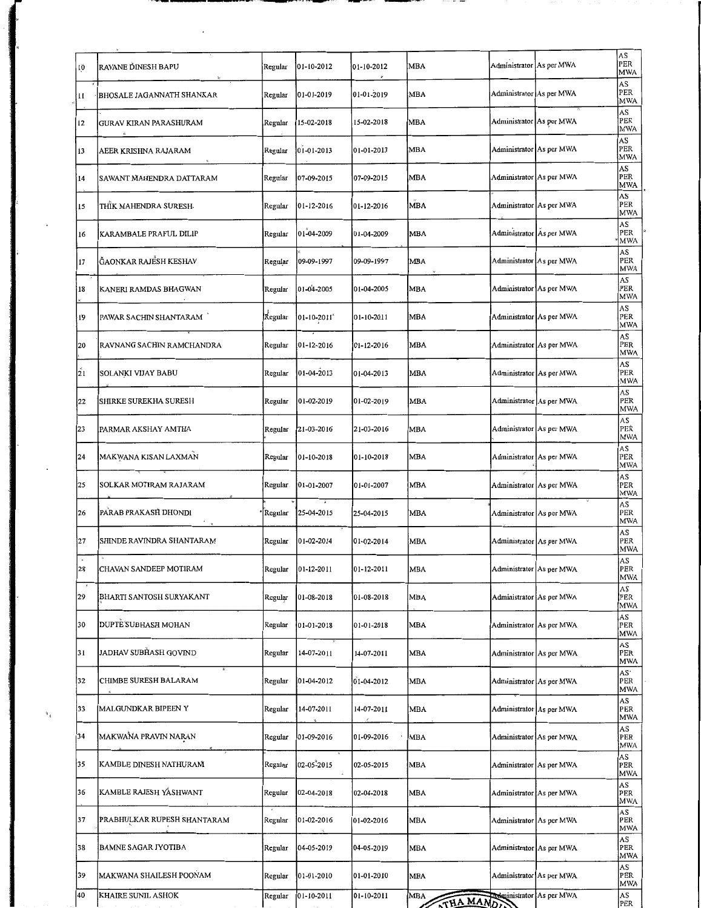| 10 | RAVANE DINESH BAPU | Regular | 01-10-2012 | 01-10-2012 | MBA | Administrator | As per MWA | AS PER MWA |
|---|---|---|---|---|---|---|---|---|
| 11 | BHOSALE JAGANNATH SHANKAR | Regular | 01-01-2019 | 01-01-2019 | MBA | Administrator | As per MWA | AS PER MWA |
| 12 | GURAV KIRAN PARASHURAM | Regular | 15-02-2018 | 15-02-2018 | MBA | Administrator | As per MWA | AS PER MWA |
| 13 | AEER KRISHNA RAJARAM | Regular | 01-01-2013 | 01-01-2013 | MBA | Administrator | As per MWA | AS PER MWA |
| 14 | SAWANT MAHENDRA DATTARAM | Regular | 07-09-2015 | 07-09-2015 | MBA | Administrator | As per MWA | AS PER MWA |
| 15 | THIK MAHENDRA SURESH | Regular | 01-12-2016 | 01-12-2016 | MBA | Administrator | As per MWA | AS PER MWA |
| 16 | KARAMBALE PRAFUL DILIP | Regular | 01-04-2009 | 01-04-2009 | MBA | Administrator | As per MWA | AS PER MWA |
| 17 | GAONKAR RAJESH KESHAV | Regular | 09-09-1997 | 09-09-1997 | MBA | Administrator | As per MWA | AS PER MWA |
| 18 | KANERI RAMDAS BHAGWAN | Regular | 01-04-2005 | 01-04-2005 | MBA | Administrator | As per MWA | AS PER MWA |
| 19 | PAWAR SACHIN SHANTARAM | Regular | 01-10-2011 | 01-10-2011 | MBA | Administrator | As per MWA | AS PER MWA |
| 20 | RAVNANG SACHIN RAMCHANDRA | Regular | 01-12-2016 | 01-12-2016 | MBA | Administrator | As per MWA | AS PER MWA |
| 21 | SOLANKI VIJAY BABU | Regular | 01-04-2013 | 01-04-2013 | MBA | Administrator | As per MWA | AS PER MWA |
| 22 | SHIRKE SUREKHA SURESH | Regular | 01-02-2019 | 01-02-2019 | MBA | Administrator | As per MWA | AS PER MWA |
| 23 | PARMAR AKSHAY AMTHA | Regular | 21-03-2016 | 21-03-2016 | MBA | Administrator | As per MWA | AS PER MWA |
| 24 | MAKWANA KISAN LAXMAN | Regular | 01-10-2018 | 01-10-2018 | MBA | Administrator | As per MWA | AS PER MWA |
| 25 | SOLKAR MOTIRAM RAJARAM | Regular | 01-01-2007 | 01-01-2007 | MBA | Administrator | As per MWA | AS PER MWA |
| 26 | PARAB PRAKASH DHONDI | Regular | 25-04-2015 | 25-04-2015 | MBA | Administrator | As per MWA | AS PER MWA |
| 27 | SHINDE RAVINDRA SHANTARAM | Regular | 01-02-2014 | 01-02-2014 | MBA | Administrator | As per MWA | AS PER MWA |
| 28 | CHAVAN SANDEEP MOTIRAM | Regular | 01-12-2011 | 01-12-2011 | MBA | Administrator | As per MWA | AS PER MWA |
| 29 | BHARTI SANTOSH SURYAKANT | Regular | 01-08-2018 | 01-08-2018 | MBA | Administrator | As per MWA | AS PER MWA |
| 30 | DUPTE SUBHASH MOHAN | Regular | 01-01-2018 | 01-01-2018 | MBA | Administrator | As per MWA | AS PER MWA |
| 31 | JADHAV SUBHASH GOVIND | Regular | 14-07-2011 | 14-07-2011 | MBA | Administrator | As per MWA | AS PER MWA |
| 32 | CHIMBE SURESH BALARAM | Regular | 01-04-2012 | 01-04-2012 | MBA | Administrator | As per MWA | AS PER MWA |
| 33 | MALGUNDKAR BIPEEN Y | Regular | 14-07-2011 | 14-07-2011 | MBA | Administrator | As per MWA | AS PER MWA |
| 34 | MAKWANA PRAVIN NARAN | Regular | 01-09-2016 | 01-09-2016 | MBA | Administrator | As per MWA | AS PER MWA |
| 35 | KAMBLE DINESH NATHURAM | Regular | 02-05-2015 | 02-05-2015 | MBA | Administrator | As per MWA | AS PER MWA |
| 36 | KAMBLE RAJESH YASHWANT | Regular | 02-04-2018 | 02-04-2018 | MBA | Administrator | As per MWA | AS PER MWA |
| 37 | PRABHULKAR RUPESH SHANTARAM | Regular | 01-02-2016 | 01-02-2016 | MBA | Administrator | As per MWA | AS PER MWA |
| 38 | BAMNE SAGAR JYOTIBA | Regular | 04-05-2019 | 04-05-2019 | MBA | Administrator | As per MWA | AS PER MWA |
| 39 | MAKWANA SHAILESH POONAM | Regular | 01-01-2010 | 01-01-2010 | MBA | Administrator | As per MWA | AS PER MWA |
| 40 | KHAIRE SUNIL ASHOK | Regular | 01-10-2011 | 01-10-2011 | MBA | Administrator | As per MWA | AS PER |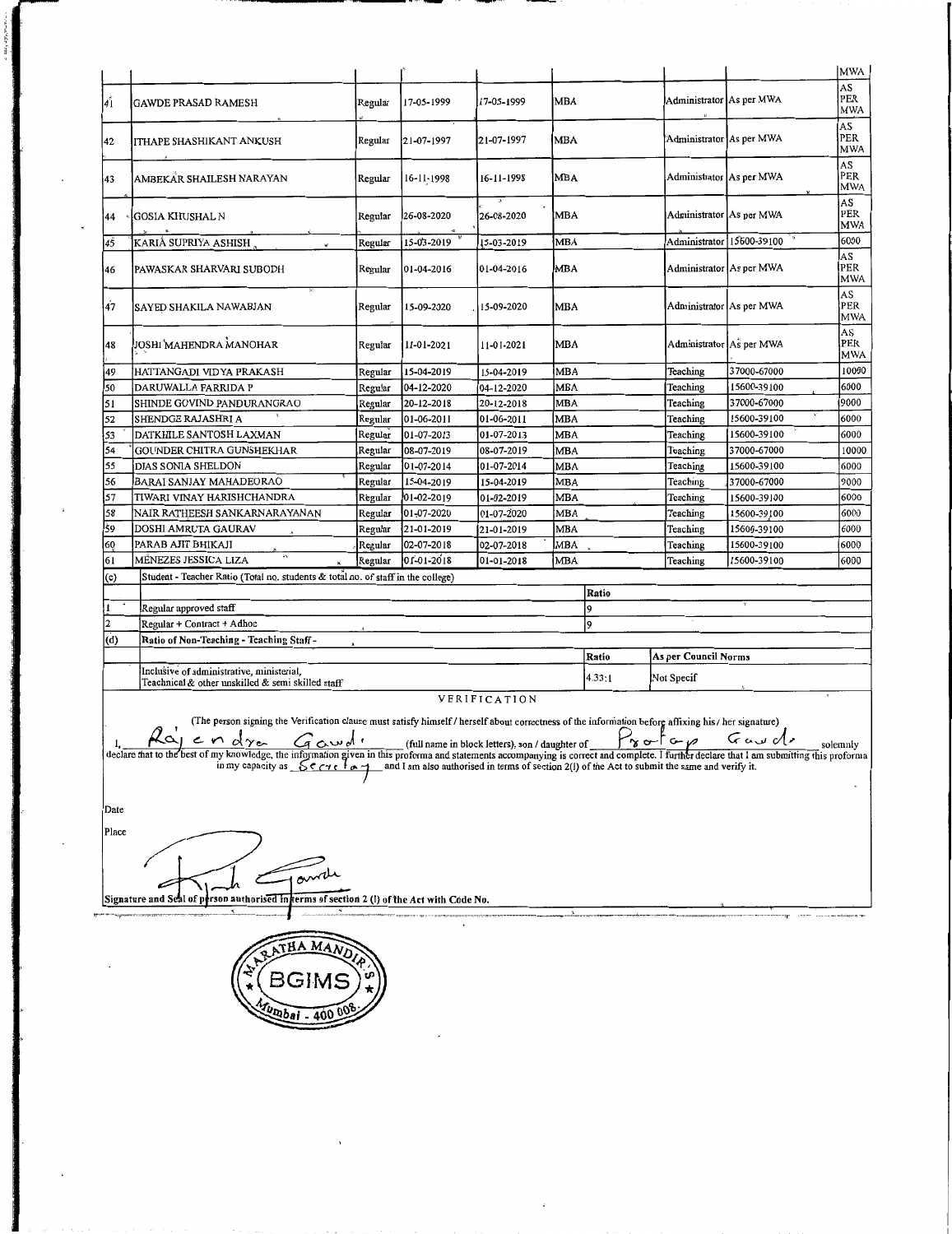| | | | | | | | | MWA |
|---|---|---|---|---|---|---|---|---|
| 41 | GAWDE PRASAD RAMESH | Regular | 17-05-1999 | 17-05-1999 | MBA | Administrator | As per MWA | AS PER MWA |
| 42 | ITHAPE SHASHIKANT ANKUSH | Regular | 21-07-1997 | 21-07-1997 | MBA | Administrator | As per MWA | AS PER MWA |
| 43 | AMBEKAR SHAILESH NARAYAN | Regular | 16-11-1998 | 16-11-1998 | MBA | Administrator | As per MWA | AS PER MWA |
| 44 | GOSIA KHUSHAL N | Regular | 26-08-2020 | 26-08-2020 | MBA | Administrator | As per MWA | AS PER MWA |
| 45 | KARIA SUPRIYA ASHISH | Regular | 15-03-2019 | 15-03-2019 | MBA | Administrator | 15600-39100 | 6000 |
| 46 | PAWASKAR SHARVARI SUBODH | Regular | 01-04-2016 | 01-04-2016 | MBA | Administrator | As per MWA | AS PER MWA |
| 47 | SAYED SHAKILA NAWABJAN | Regular | 15-09-2020 | 15-09-2020 | MBA | Administrator | As per MWA | AS PER MWA |
| 48 | JOSHI MAHENDRA MANOHAR | Regular | 11-01-2021 | 11-01-2021 | MBA | Administrator | As per MWA | AS PER MWA |
| 49 | HATTANGADI VIDYA PRAKASH | Regular | 15-04-2019 | 15-04-2019 | MBA | Teaching | 37000-67000 | 10000 |
| 50 | DARUWALLA FARRIDA P | Regular | 04-12-2020 | 04-12-2020 | MBA | Teaching | 15600-39100 | 6000 |
| 51 | SHINDE GOVIND PANDURANGRAO | Regular | 20-12-2018 | 20-12-2018 | MBA | Teaching | 37000-67000 | 9000 |
| 52 | SHENDGE RAJASHRI A | Regular | 01-06-2011 | 01-06-2011 | MBA | Teaching | 15600-39100 | 6000 |
| 53 | DATKHILE SANTOSH LAXMAN | Regular | 01-07-2013 | 01-07-2013 | MBA | Teaching | 15600-39100 | 6000 |
| 54 | GOUNDER CHITRA GUNSHEKHAR | Regular | 08-07-2019 | 08-07-2019 | MBA | Teaching | 37000-67000 | 10000 |
| 55 | DIAS SONIA SHELDON | Regular | 01-07-2014 | 01-07-2014 | MBA | Teaching | 15600-39100 | 6000 |
| 56 | BARAI SANJAY MAHADEORAO | Regular | 15-04-2019 | 15-04-2019 | MBA | Teaching | 37000-67000 | 9000 |
| 57 | TIWARI VINAY HARISHCHANDRA | Regular | 01-02-2019 | 01-02-2019 | MBA | Teaching | 15600-39100 | 6000 |
| 58 | NAIR RATHEESH SANKARNARAYANAN | Regular | 01-07-2020 | 01-07-2020 | MBA | Teaching | 15600-39100 | 6000 |
| 59 | DOSHI AMRUTA GAURAV | Regular | 21-01-2019 | 21-01-2019 | MBA | Teaching | 15600-39100 | 6000 |
| 60 | PARAB AJIT BHIKAJI | Regular | 02-07-2018 | 02-07-2018 | MBA | Teaching | 15600-39100 | 6000 |
| 61 | MENEZES JESSICA LIZA | Regular | 01-01-2018 | 01-01-2018 | MBA | Teaching | 15600-39100 | 6000 |

| (c) | Student - Teacher Ratio (Total no. students & total no. of staff in the college) | | |
|---|---|---|---|
| | | Ratio | |
| 1 | Regular approved staff | 9 | |
| 2 | Regular + Contract + Adhoc | 9 | |
| (d) | Ratio of Non-Teaching - Teaching Staff - | | |
| | | Ratio | As per Council Norms |
| | Inclusive of administrative, ministerial, Teachnical & other unskilled & semi skilled staff | 4.33:1 | Not Specif |

## VERIFICATION

(The person signing the Verification clause must satisfy himself / herself about correctness of the information before affixing his / her signature)

I, Rajendra Gawde (full name in block letters), son / daughter of Pratap Gawde solemnly declare that to the best of my knowledge, the information given in this proforma and statements accompanying is correct and complete. I further declare that I am submitting this proforma in my capacity as Secretary and I am also authorised in terms of section 2(l) of the Act to submit the same and verify it.

Date

Place

Signature and Seal of person authorised in terms of section 2 (l) of the Act with Code No.

MARATHA MANDIR'S BGIMS Mumbai - 400 008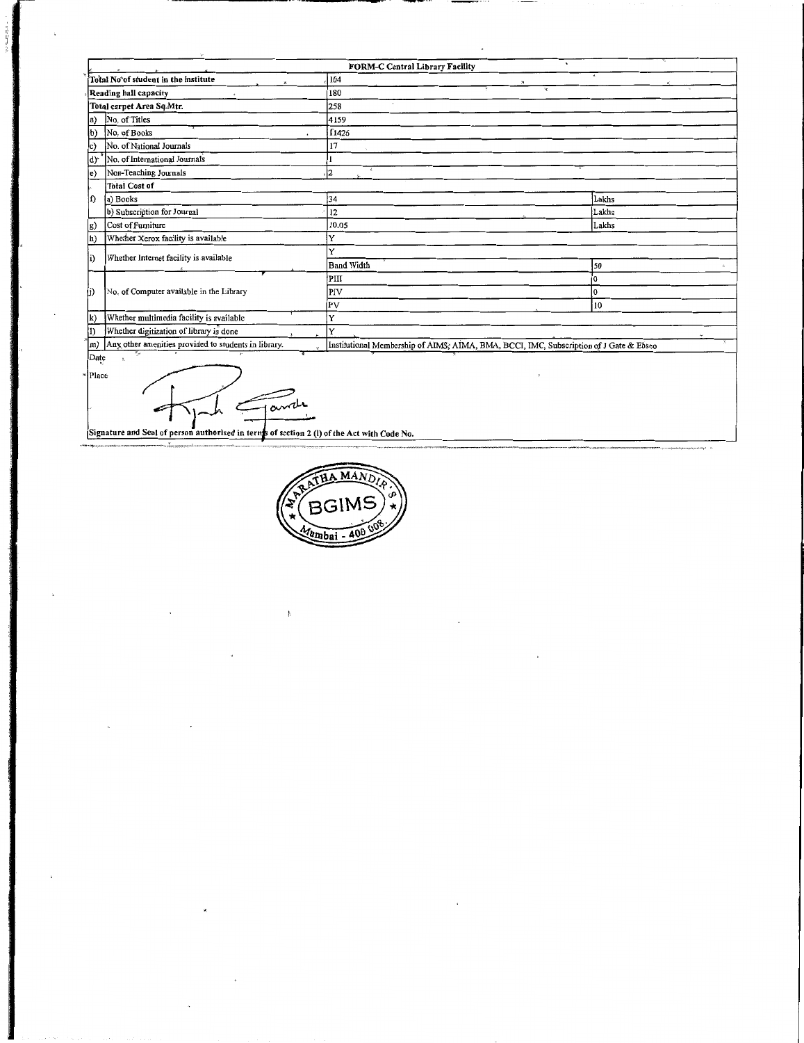| FORM-C Central Library Facility | | | |
|---|---|---|---|
| Total No of student in the institute | | 164 | |
| Reading hall capacity | | 180 | |
| Total carpet Area Sq.Mtr. | | 258 | |
| a) | No. of Titles | 4159 | |
| b) | No. of Books | 11426 | |
| c) | No. of National Journals | 17 | |
| d) | No. of International Journals | 1 | |
| e) | Non-Teaching Journals | 2 | |
| | Total Cost of | | |
| f) | a) Books | 34 | Lakhs |
| | b) Subscription for Journal | 12 | Lakhs |
| g) | Cost of Furniture | 10.05 | Lakhs |
| h) | Whether Xerox facility is available | Y | |
| i) | Whether Internet facility is available | Y | |
| | | Band Width | 50 |
| j) | No. of Computer available in the Library | PIII | 0 |
| | | PIV | 0 |
| | | PV | 10 |
| k) | Whether multimedia facility is available | Y | |
| l) | Whether digitization of library is done | Y | |
| m) | Any other amenities provided to students in library. | Institutional Membership of AIMS, AIMA, BMA, BCCI, IMC, Subscription of J Gate & Ebsco | |

Date

Place

Signature and Seal of person authorised in terms of section 2 (l) of the Act with Code No.

MARATHA MANDIR'S BGIMS Mumbai - 400 008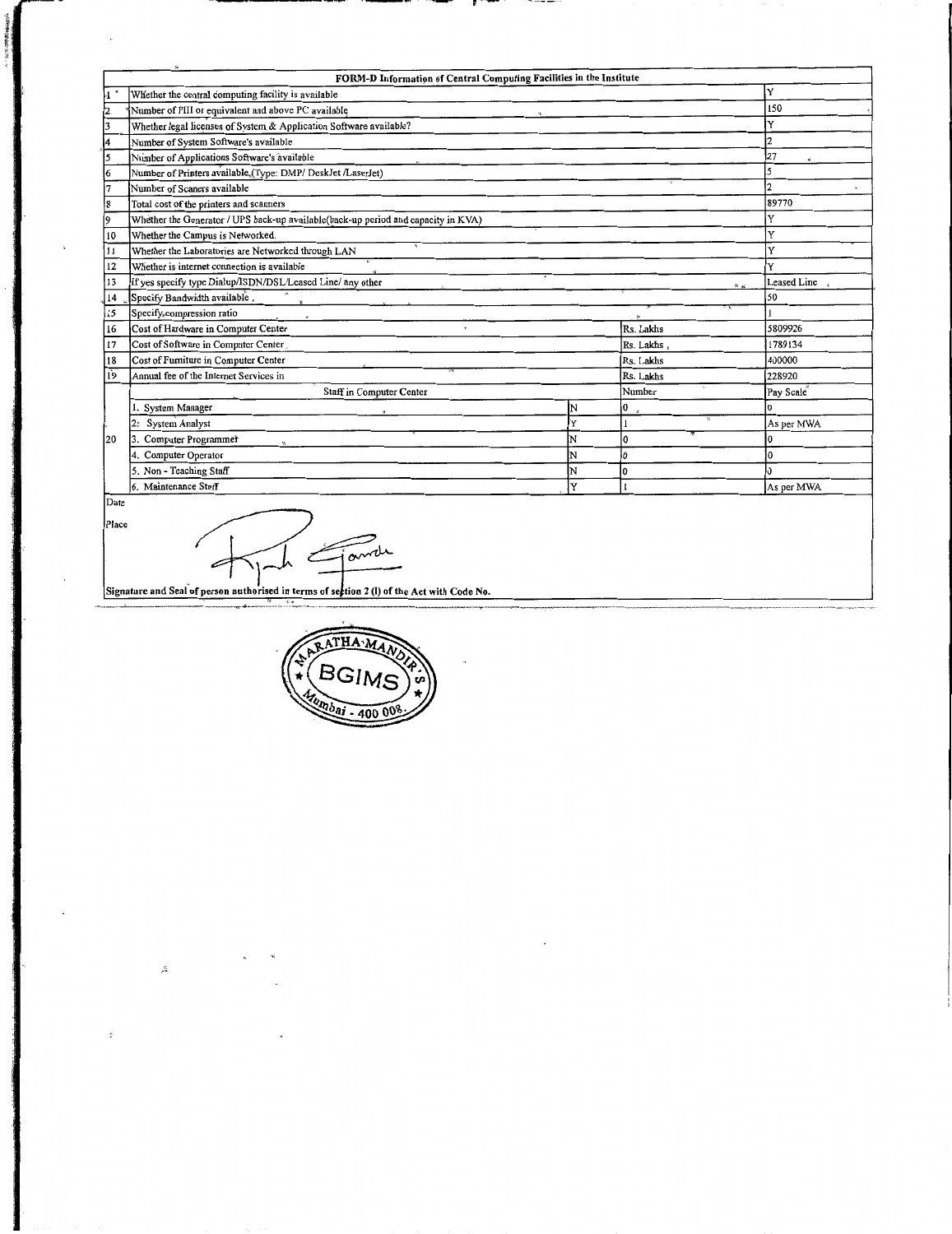| FORM-D Information of Central Computing Facilities in the Institute | | | | |
|---|---|---|---|---|
| 1 | Whether the central computing facility is available | | | Y |
| 2 | Number of PIII or equivalent and above PC available | | | 150 |
| 3 | Whether legal licenses of System & Application Software available? | | | Y |
| 4 | Number of System Software's available | | | 2 |
| 5 | Number of Applications Software's available | | | 27 |
| 6 | Number of Printers available (Type: DMP/ DeskJet /LaserJet) | | | 5 |
| 7 | Number of Scaners available | | | 2 |
| 8 | Total cost of the printers and scanners | | | 89770 |
| 9 | Whether the Generator / UPS back-up available(back-up period and capacity in KVA) | | | Y |
| 10 | Whether the Campus is Networked. | | | Y |
| 11 | Whether the Laboratories are Networked through LAN | | | Y |
| 12 | Whether is internet connection is available | | | Y |
| 13 | If yes specify type Dialup/ISDN/DSL/Leased Line/ any other | | | Leased Line |
| 14 | Specify Bandwidth available | | | 50 |
| 15 | Specify compression ratio | | | 1 |
| 16 | Cost of Hardware in Computer Center | | Rs. Lakhs | 5809926 |
| 17 | Cost of Software in Computer Center | | Rs. Lakhs | 1789134 |
| 18 | Cost of Furniture in Computer Center | | Rs. Lakhs | 400000 |
| 19 | Annual fee of the Internet Services in | | Rs. Lakhs | 228920 |
| 20 | Staff in Computer Center | | Number | Pay Scale |
| | 1. System Manager | N | 0 | 0 |
| | 2. System Analyst | Y | 1 | As per MWA |
| | 3. Computer Programmer | N | 0 | 0 |
| | 4. Computer Operator | N | 0 | 0 |
| | 5. Non - Teaching Staff | N | 0 | 0 |
| | 6. Maintenance Staff | Y | 1 | As per MWA |

Date

Place

Signature and Seal of person authorised in terms of section 2 (l) of the Act with Code No.

MARATHA MANDIR'S BGIMS Mumbai - 400 008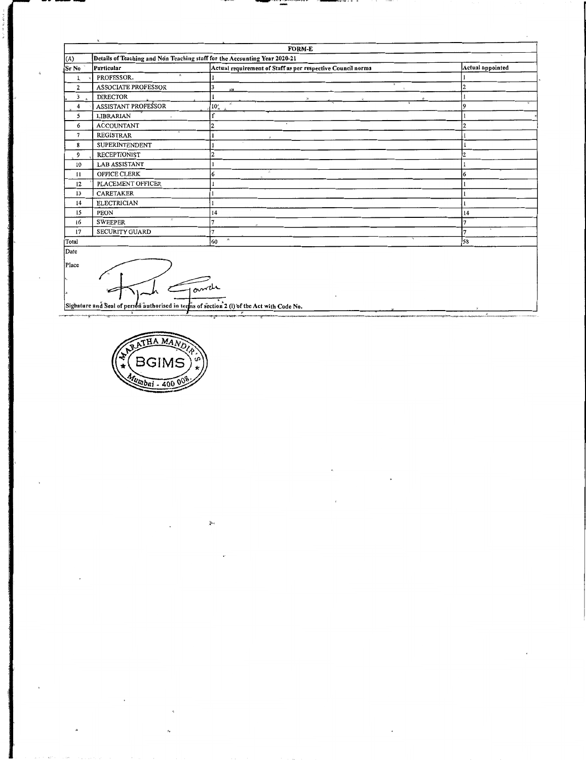# FORM-E

| (A) | Details of Teaching and Non Teaching staff for the Accounting Year 2020-21 | | |
|---|---|---|---|
| Sr No | Particular | Actual requirement of Staff as per respective Council norms | Actual appointed |
| 1 | PROFESSOR | 1 | 1 |
| 2 | ASSOCIATE PROFESSOR | 3 | 2 |
| 3 | DIRECTOR | 1 | 1 |
| 4 | ASSISTANT PROFESSOR | 10 | 9 |
| 5 | LIBRARIAN | 1 | 1 |
| 6 | ACCOUNTANT | 2 | 2 |
| 7 | REGISTRAR | 1 | 1 |
| 8 | SUPERINTENDENT | 1 | 1 |
| 9 | RECEPTIONIST | 2 | 2 |
| 10 | LAB ASSISTANT | 1 | 1 |
| 11 | OFFICE CLERK | 6 | 6 |
| 12 | PLACEMENT OFFICER | 1 | 1 |
| 13 | CARETAKER | 1 | 1 |
| 14 | ELECTRICIAN | 1 | 1 |
| 15 | PEON | 14 | 14 |
| 16 | SWEEPER | 7 | 7 |
| 17 | SECURITY GUARD | 7 | 7 |
| Total | | 60 | 58 |

Date

Place

Signature and Seal of person authorised in terms of section 2 (l) of the Act with Code No.

MARATHA MANDIR'S BGIMS Mumbai - 400 008.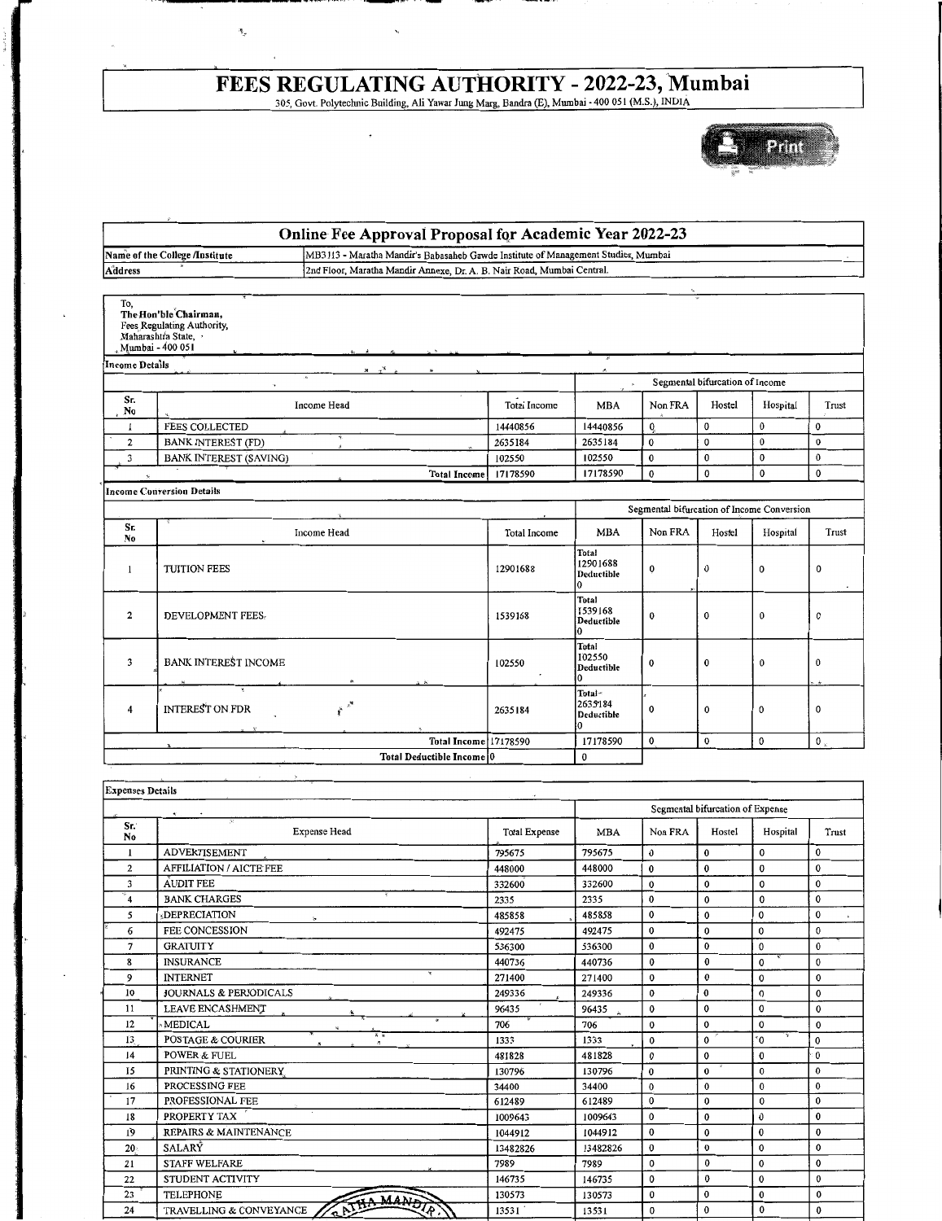# FEES REGULATING AUTHORITY - 2022-23, Mumbai

305, Govt. Polytechnic Building, Ali Yawar Jung Marg, Bandra (E), Mumbai - 400 051 (M.S.), INDIA

## Online Fee Approval Proposal for Academic Year 2022-23

| Name of the College /Institute | MB3113 - Maratha Mandir's Babasaheb Gawde Institute of Management Studies, Mumbai |
|---|---|
| Address | 2nd Floor, Maratha Mandir Annexe, Dr. A. B. Nair Road, Mumbai Central. |

To,
**The Hon'ble Chairman,**
Fees Regulating Authority,
Maharashtra State,
Mumbai - 400 051

### Income Details

| Sr. No | Income Head | Total Income | Segmental bifurcation of Income | | | | |
|---|---|---|---|---|---|---|---|
| | | | MBA | Non FRA | Hostel | Hospital | Trust |
| 1 | FEES COLLECTED | 14440856 | 14440856 | 0 | 0 | 0 | 0 |
| 2 | BANK INTEREST (FD) | 2635184 | 2635184 | 0 | 0 | 0 | 0 |
| 3 | BANK INTEREST (SAVING) | 102550 | 102550 | 0 | 0 | 0 | 0 |
| | Total Income | 17178590 | 17178590 | 0 | 0 | 0 | 0 |

### Income Conversion Details

| Sr. No | Income Head | Total Income | Segmental bifurcation of Income Conversion | | | | |
|---|---|---|---|---|---|---|---|
| | | | MBA | Non FRA | Hostel | Hospital | Trust |
| 1 | TUITION FEES | 12901688 | Total 12901688 Deductible 0 | 0 | 0 | 0 | 0 |
| 2 | DEVELOPMENT FEES | 1539168 | Total 1539168 Deductible 0 | 0 | 0 | 0 | 0 |
| 3 | BANK INTEREST INCOME | 102550 | Total 102550 Deductible 0 | 0 | 0 | 0 | 0 |
| 4 | INTEREST ON FDR | 2635184 | Total 2635184 Deductible 0 | 0 | 0 | 0 | 0 |
| | Total Income | 17178590 | 17178590 | 0 | 0 | 0 | 0 |
| | Total Deductible Income | 0 | 0 | | | | |

### Expenses Details

| Sr. No | Expense Head | Total Expense | Segmental bifurcation of Expense | | | | |
|---|---|---|---|---|---|---|---|
| | | | MBA | Non FRA | Hostel | Hospital | Trust |
| 1 | ADVERTISEMENT | 795675 | 795675 | 0 | 0 | 0 | 0 |
| 2 | AFFILIATION / AICTE FEE | 448000 | 448000 | 0 | 0 | 0 | 0 |
| 3 | AUDIT FEE | 332600 | 332600 | 0 | 0 | 0 | 0 |
| 4 | BANK CHARGES | 2335 | 2335 | 0 | 0 | 0 | 0 |
| 5 | DEPRECIATION | 485858 | 485858 | 0 | 0 | 0 | 0 |
| 6 | FEE CONCESSION | 492475 | 492475 | 0 | 0 | 0 | 0 |
| 7 | GRATUITY | 536300 | 536300 | 0 | 0 | 0 | 0 |
| 8 | INSURANCE | 440736 | 440736 | 0 | 0 | 0 | 0 |
| 9 | INTERNET | 271400 | 271400 | 0 | 0 | 0 | 0 |
| 10 | JOURNALS & PERIODICALS | 249336 | 249336 | 0 | 0 | 0 | 0 |
| 11 | LEAVE ENCASHMENT | 96435 | 96435 | 0 | 0 | 0 | 0 |
| 12 | MEDICAL | 706 | 706 | 0 | 0 | 0 | 0 |
| 13 | POSTAGE & COURIER | 1333 | 1333 | 0 | 0 | 0 | 0 |
| 14 | POWER & FUEL | 481828 | 481828 | 0 | 0 | 0 | 0 |
| 15 | PRINTING & STATIONERY | 130796 | 130796 | 0 | 0 | 0 | 0 |
| 16 | PROCESSING FEE | 34400 | 34400 | 0 | 0 | 0 | 0 |
| 17 | PROFESSIONAL FEE | 612489 | 612489 | 0 | 0 | 0 | 0 |
| 18 | PROPERTY TAX | 1009643 | 1009643 | 0 | 0 | 0 | 0 |
| 19 | REPAIRS & MAINTENANCE | 1044912 | 1044912 | 0 | 0 | 0 | 0 |
| 20 | SALARY | 13482826 | 13482826 | 0 | 0 | 0 | 0 |
| 21 | STAFF WELFARE | 7989 | 7989 | 0 | 0 | 0 | 0 |
| 22 | STUDENT ACTIVITY | 146735 | 146735 | 0 | 0 | 0 | 0 |
| 23 | TELEPHONE | 130573 | 130573 | 0 | 0 | 0 | 0 |
| 24 | TRAVELLING & CONVEYANCE | 13531 | 13531 | 0 | 0 | 0 | 0 |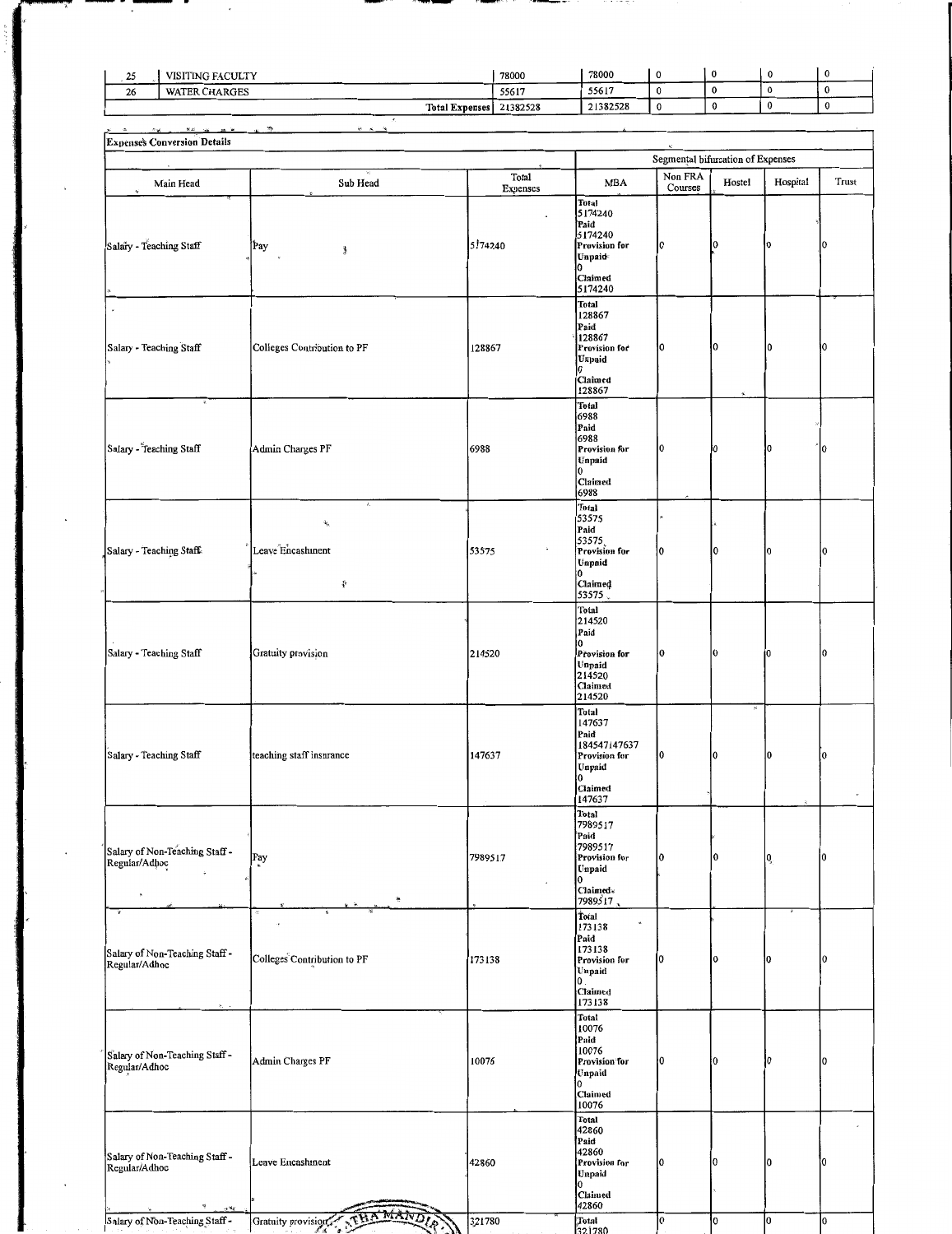| 25 | VISITING FACULTY | 78000 | 78000 | 0 | 0 | 0 | 0 |
|---|---|---|---|---|---|---|---|
| 26 | WATER CHARGES | 55617 | 55617 | 0 | 0 | 0 | 0 |
| | Total Expenses | 21382528 | 21382528 | 0 | 0 | 0 | 0 |

**Expenses Conversion Details**

| Main Head | Sub Head | Total Expenses | Segmental bifurcation of Expenses | | | | |
|---|---|---|---|---|---|---|---|
| | | | MBA | Non FRA Courses | Hostel | Hospital | Trust |
| Salary - Teaching Staff | Pay | 5174240 | Total 5174240 Paid 5174240 Provision for Unpaid 0 Claimed 5174240 | 0 | 0 | 0 | 0 |
| Salary - Teaching Staff | Colleges Contribution to PF | 128867 | Total 128867 Paid 128867 Provision for Unpaid 0 Claimed 128867 | 0 | 0 | 0 | 0 |
| Salary - Teaching Staff | Admin Charges PF | 6988 | Total 6988 Paid 6988 Provision for Unpaid 0 Claimed 6988 | 0 | 0 | 0 | 0 |
| Salary - Teaching Staff | Leave Encashment | 53575 | Total 53575 Paid 53575 Provision for Unpaid 0 Claimed 53575 | 0 | 0 | 0 | 0 |
| Salary - Teaching Staff | Gratuity provision | 214520 | Total 214520 Paid 0 Provision for Unpaid 214520 Claimed 214520 | 0 | 0 | 0 | 0 |
| Salary - Teaching Staff | teaching staff insurance | 147637 | Total 147637 Paid 184547147637 Provision for Unpaid 0 Claimed 147637 | 0 | 0 | 0 | 0 |
| Salary of Non-Teaching Staff - Regular/Adhoc | Pay | 7989517 | Total 7989517 Paid 7989517 Provision for Unpaid 0 Claimed 7989517 | 0 | 0 | 0 | 0 |
| Salary of Non-Teaching Staff - Regular/Adhoc | Colleges Contribution to PF | 173138 | Total 173138 Paid 173138 Provision for Unpaid 0 Claimed 173138 | 0 | 0 | 0 | 0 |
| Salary of Non-Teaching Staff - Regular/Adhoc | Admin Charges PF | 10076 | Total 10076 Paid 10076 Provision for Unpaid 0 Claimed 10076 | 0 | 0 | 0 | 0 |
| Salary of Non-Teaching Staff - Regular/Adhoc | Leave Encashment | 42860 | Total 42860 Paid 42860 Provision for Unpaid 0 Claimed 42860 | 0 | 0 | 0 | 0 |
| Salary of Non-Teaching Staff - | Gratuity provision | 321780 | Total 321780 | 0 | 0 | 0 | 0 |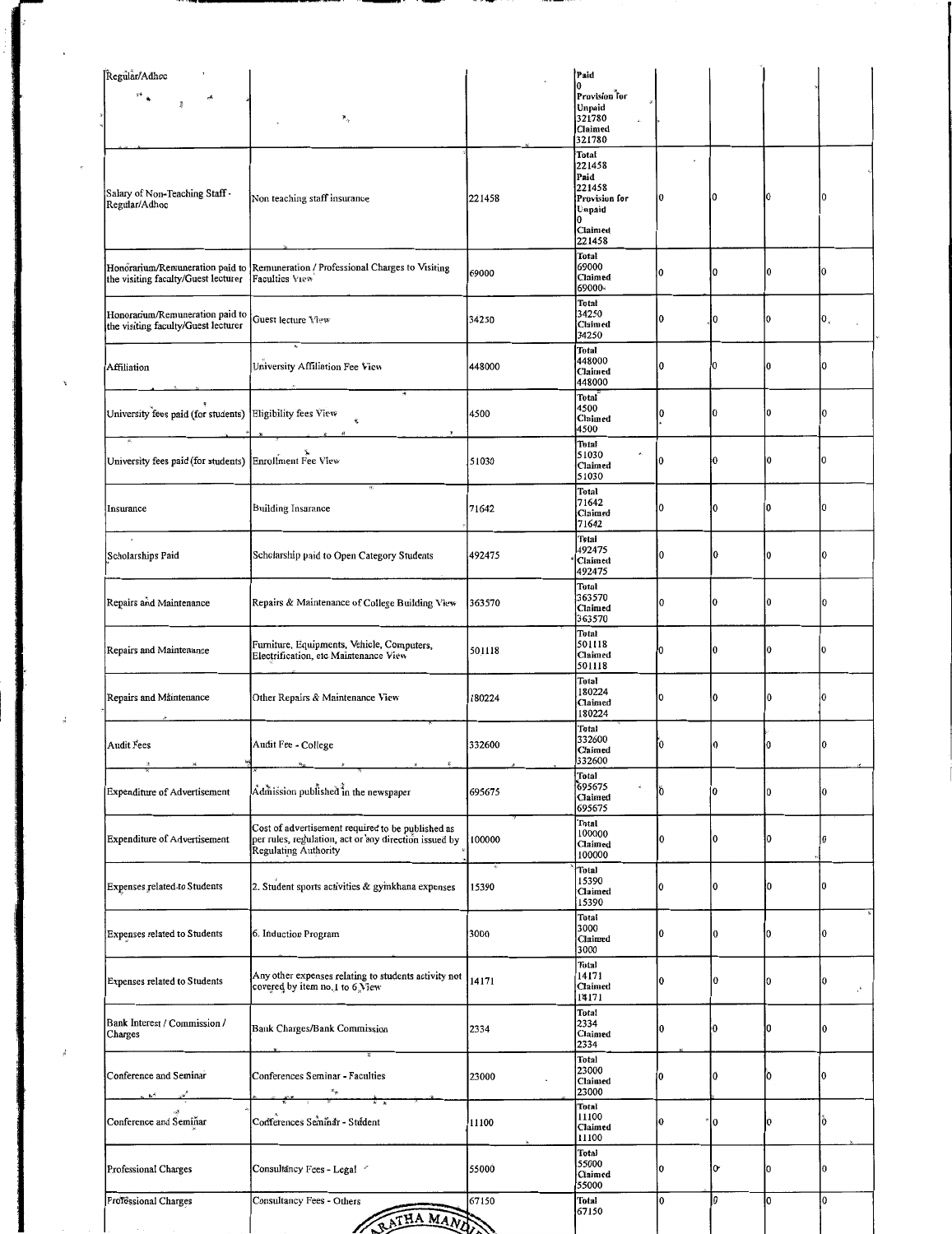| | | | | | | | |
|---|---|---|---|---|---|---|---|
| Regular/Adhoc | | | Paid 0 Provision for Unpaid 321780 Claimed 321780 | | | | |
| Salary of Non-Teaching Staff - Regular/Adhoc | Non teaching staff insurance | 221458 | Total 221458 Paid 221458 Provision for Unpaid 0 Claimed 221458 | 0 | 0 | 0 | 0 |
| Honorarium/Remuneration paid to the visiting faculty/Guest lecturer | Remuneration / Professional Charges to Visiting Faculties View | 69000 | Total 69000 Claimed 69000 | 0 | 0 | 0 | 0 |
| Honorarium/Remuneration paid to the visiting faculty/Guest lecturer | Guest lecture View | 34250 | Total 34250 Claimed 34250 | 0 | 0 | 0 | 0 |
| Affiliation | University Affiliation Fee View | 448000 | Total 448000 Claimed 448000 | 0 | 0 | 0 | 0 |
| University fees paid (for students) | Eligibility fees View | 4500 | Total 4500 Claimed 4500 | 0 | 0 | 0 | 0 |
| University fees paid (for students) | Enrollment Fee View | 51030 | Total 51030 Claimed 51030 | 0 | 0 | 0 | 0 |
| Insurance | Building Insurance | 71642 | Total 71642 Claimed 71642 | 0 | 0 | 0 | 0 |
| Scholarships Paid | Scholarship paid to Open Category Students | 492475 | Total 492475 Claimed 492475 | 0 | 0 | 0 | 0 |
| Repairs and Maintenance | Repairs & Maintenance of College Building View | 363570 | Total 363570 Claimed 363570 | 0 | 0 | 0 | 0 |
| Repairs and Maintenance | Furniture, Equipments, Vehicle, Computers, Electrification, etc Maintenance View | 501118 | Total 501118 Claimed 501118 | 0 | 0 | 0 | 0 |
| Repairs and Maintenance | Other Repairs & Maintenance View | 180224 | Total 180224 Claimed 180224 | 0 | 0 | 0 | 0 |
| Audit Fees | Audit Fee - College | 332600 | Total 332600 Claimed 332600 | 0 | 0 | 0 | 0 |
| Expenditure of Advertisement | Admission published in the newspaper | 695675 | Total 695675 Claimed 695675 | 0 | 0 | 0 | 0 |
| Expenditure of Advertisement | Cost of advertisement required to be published as per rules, regulation, act or any direction issued by Regulating Authority | 100000 | Total 100000 Claimed 100000 | 0 | 0 | 0 | 0 |
| Expenses related to Students | 2. Student sports activities & gymkhana expenses | 15390 | Total 15390 Claimed 15390 | 0 | 0 | 0 | 0 |
| Expenses related to Students | 6. Induction Program | 3000 | Total 3000 Claimed 3000 | 0 | 0 | 0 | 0 |
| Expenses related to Students | Any other expenses relating to students activity not covered by item no.1 to 6 View | 14171 | Total 14171 Claimed 14171 | 0 | 0 | 0 | 0 |
| Bank Interest / Commission / Charges | Bank Charges/Bank Commission | 2334 | Total 2334 Claimed 2334 | 0 | 0 | 0 | 0 |
| Conference and Seminar | Conferences Seminar - Faculties | 23000 | Total 23000 Claimed 23000 | 0 | 0 | 0 | 0 |
| Conference and Seminar | Conferences Seminar - Student | 11100 | Total 11100 Claimed 11100 | 0 | 0 | 0 | 0 |
| Professional Charges | Consultancy Fees - Legal | 55000 | Total 55000 Claimed 55000 | 0 | 0 | 0 | 0 |
| Professional Charges | Consultancy Fees - Others | 67150 | Total 67150 | 0 | 0 | 0 | 0 |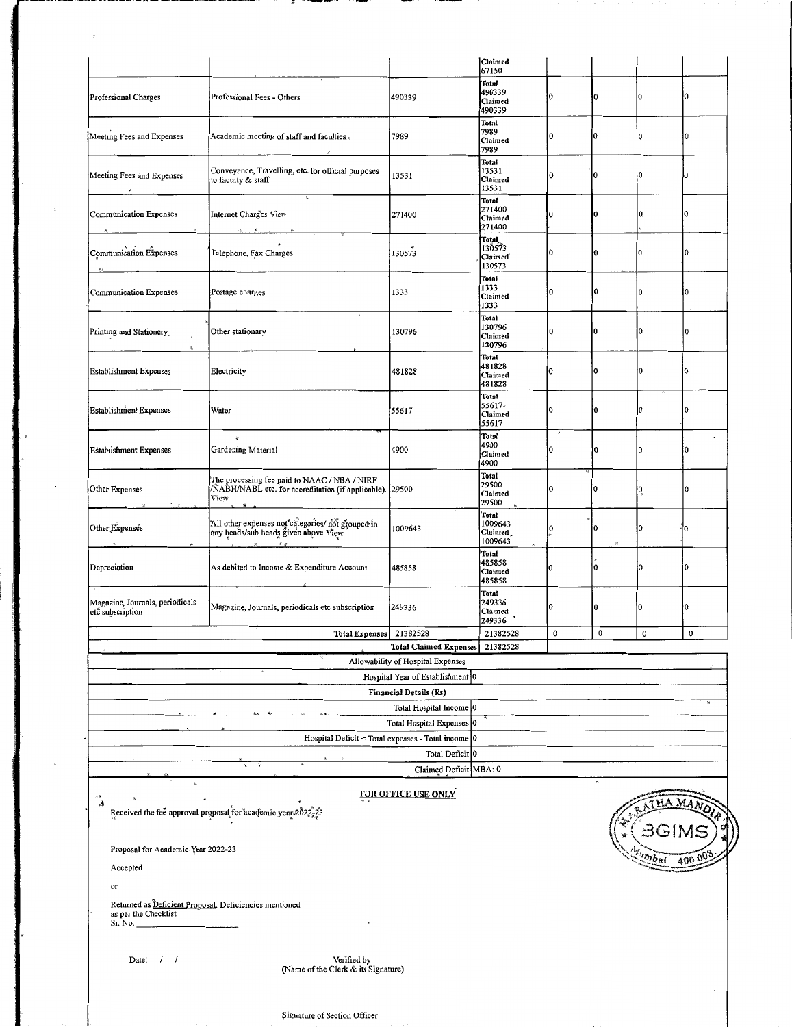| | | | | | | | |
|---|---|---|---|---|---|---|---|
| | | | Claimed 67150 | | | | |
| Professional Charges | Professional Fees - Others | 490339 | Total 490339 Claimed 490339 | 0 | 0 | 0 | 0 |
| Meeting Fees and Expenses | Academic meeting of staff and faculties | 7989 | Total 7989 Claimed 7989 | 0 | 0 | 0 | 0 |
| Meeting Fees and Expenses | Conveyance, Travelling, etc. for official purposes to faculty & staff | 13531 | Total 13531 Claimed 13531 | 0 | 0 | 0 | 0 |
| Communication Expenses | Internet Charges View | 271400 | Total 271400 Claimed 271400 | 0 | 0 | 0 | 0 |
| Communication Expenses | Telephone, Fax Charges | 130573 | Total 130573 Claimed 130573 | 0 | 0 | 0 | 0 |
| Communication Expenses | Postage charges | 1333 | Total 1333 Claimed 1333 | 0 | 0 | 0 | 0 |
| Printing and Stationery | Other stationary | 130796 | Total 130796 Claimed 130796 | 0 | 0 | 0 | 0 |
| Establishment Expenses | Electricity | 481828 | Total 481828 Claimed 481828 | 0 | 0 | 0 | 0 |
| Establishment Expenses | Water | 55617 | Total 55617 Claimed 55617 | 0 | 0 | 0 | 0 |
| Establishment Expenses | Gardening Material | 4900 | Total 4900 Claimed 4900 | 0 | 0 | 0 | 0 |
| Other Expenses | The processing fee paid to NAAC / NBA / NIRF /NABH/NABL etc. for accreditation (if applicable). View | 29500 | Total 29500 Claimed 29500 | 0 | 0 | 0 | 0 |
| Other Expenses | All other expenses not categories/ not grouped in any heads/sub heads given above View | 1009643 | Total 1009643 Claimed 1009643 | 0 | 0 | 0 | 0 |
| Depreciation | As debited to Income & Expenditure Account | 485858 | Total 485858 Claimed 485858 | 0 | 0 | 0 | 0 |
| Magazine, Journals, periodicals etc subscription | Magazine, Journals, periodicals etc subscription | 249336 | Total 249336 Claimed 249336 | 0 | 0 | 0 | 0 |
| | Total Expenses | 21382528 | 21382528 | 0 | 0 | 0 | 0 |
| | | Total Claimed Expenses | 21382528 | | | | |

| | |
|---|---|
| Allowability of Hospital Expenses | |
| Hospital Year of Establishment | 0 |
| Financial Details (Rs) | |
| Total Hospital Income | 0 |
| Total Hospital Expenses | 0 |
| Hospital Deficit = Total expenses - Total income | 0 |
| Total Deficit | 0 |
| Claimed Deficit | MBA: 0 |

**FOR OFFICE USE ONLY**

Received the fee approval proposal for academic year 2022-23

Proposal for Academic Year 2022-23

Accepted

or

Returned as Deficient Proposal. Deficiencies mentioned as per the Checklist Sr. No. ____________

Date: / /

Verified by
(Name of the Clerk & its Signature)

Signature of Section Officer

MARATHA MANDIR'S BGIMS Mumbai 400 008.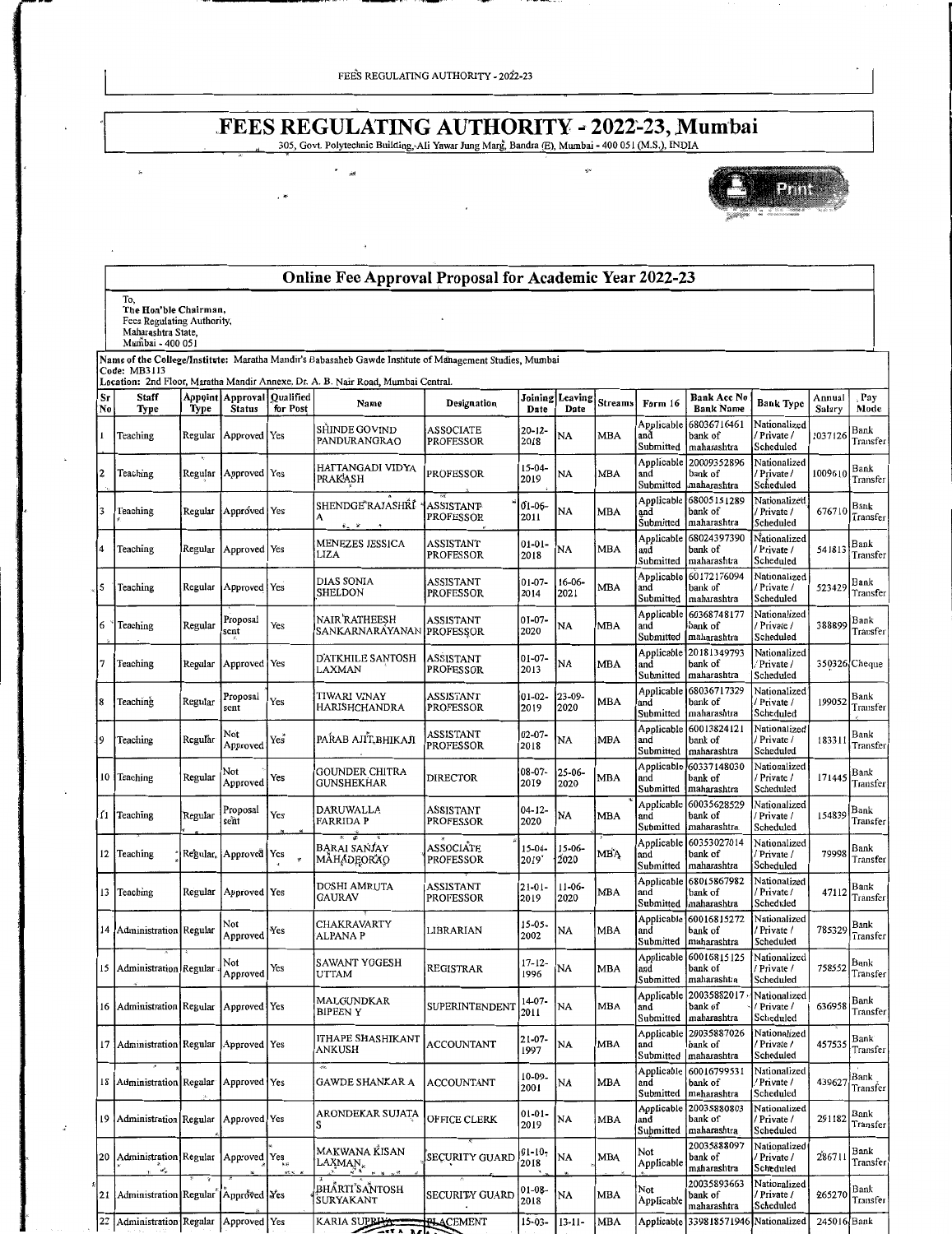# FEES REGULATING AUTHORITY - 2022-23, Mumbai

305, Govt. Polytechnic Building, Ali Yawar Jung Marg, Bandra (E), Mumbai - 400 051 (M.S.), INDIA

## Online Fee Approval Proposal for Academic Year 2022-23

To,
**The Hon'ble Chairman,**
Fees Regulating Authority,
Maharashtra State,
Mumbai - 400 051

**Name of the College/Institute:** Maratha Mandir's Babasaheb Gawde Institute of Management Studies, Mumbai
**Code:** MB3113
**Location:** 2nd Floor, Maratha Mandir Annexe, Dr. A. B. Nair Road, Mumbai Central.

| Sr No | Staff Type | Appoint Type | Approval Status | Qualified for Post | Name | Designation | Joining Date | Leaving Date | Streams | Form 16 | Bank Acc No Bank Name | Bank Type | Annual Salary | Pay Mode |
|---|---|---|---|---|---|---|---|---|---|---|---|---|---|---|
| 1 | Teaching | Regular | Approved | Yes | SHINDE GOVIND PANDURANGRAO | ASSOCIATE PROFESSOR | 20-12-2018 | NA | MBA | Applicable and Submitted | 68036716461 bank of maharashtra | Nationalized / Private / Scheduled | 1037126 | Bank Transfer |
| 2 | Teaching | Regular | Approved | Yes | HATTANGADI VIDYA PRAKASH | PROFESSOR | 15-04-2019 | NA | MBA | Applicable and Submitted | 20009352896 bank of maharashtra | Nationalized / Private / Scheduled | 1009610 | Bank Transfer |
| 3 | Teaching | Regular | Approved | Yes | SHENDGE RAJASHRI A | ASSISTANT PROFESSOR | 01-06-2011 | NA | MBA | Applicable and Submitted | 68005151289 bank of maharashtra | Nationalized / Private / Scheduled | 676710 | Bank Transfer |
| 4 | Teaching | Regular | Approved | Yes | MENEZES JESSICA LIZA | ASSISTANT PROFESSOR | 01-01-2018 | NA | MBA | Applicable and Submitted | 68024397390 bank of maharashtra | Nationalized / Private / Scheduled | 541813 | Bank Transfer |
| 5 | Teaching | Regular | Approved | Yes | DIAS SONIA SHELDON | ASSISTANT PROFESSOR | 01-07-2014 | 16-06-2021 | MBA | Applicable and Submitted | 60172176094 bank of maharashtra | Nationalized / Private / Scheduled | 523429 | Bank Transfer |
| 6 | Teaching | Regular | Proposal sent | Yes | NAIR RATHEESH SANKARNARAYANAN | ASSISTANT PROFESSOR | 01-07-2020 | NA | MBA | Applicable and Submitted | 60368748177 bank of maharashtra | Nationalized / Private / Scheduled | 388899 | Bank Transfer |
| 7 | Teaching | Regular | Approved | Yes | DATKHILE SANTOSH LAXMAN | ASSISTANT PROFESSOR | 01-07-2013 | NA | MBA | Applicable and Submitted | 20181349793 bank of maharashtra | Nationalized / Private / Scheduled | 350326 | Cheque |
| 8 | Teaching | Regular | Proposal sent | Yes | TIWARI VINAY HARISHCHANDRA | ASSISTANT PROFESSOR | 01-02-2019 | 23-09-2020 | MBA | Applicable and Submitted | 68036717329 bank of maharashtra | Nationalized / Private / Scheduled | 199052 | Bank Transfer |
| 9 | Teaching | Regular | Not Approved | Yes | PARAB AJIT BHIKAJI | ASSISTANT PROFESSOR | 02-07-2018 | NA | MBA | Applicable and Submitted | 60013824121 bank of maharashtra | Nationalized / Private / Scheduled | 183311 | Bank Transfer |
| 10 | Teaching | Regular | Not Approved | Yes | GOUNDER CHITRA GUNSHEKHAR | DIRECTOR | 08-07-2019 | 25-06-2020 | MBA | Applicable and Submitted | 60337148030 bank of maharashtra | Nationalized / Private / Scheduled | 171445 | Bank Transfer |
| 11 | Teaching | Regular | Proposal sent | Yes | DARUWALLA FARRIDA P | ASSISTANT PROFESSOR | 04-12-2020 | NA | MBA | Applicable and Submitted | 60035628529 bank of maharashtra | Nationalized / Private / Scheduled | 154839 | Bank Transfer |
| 12 | Teaching | Regular | Approved | Yes | BARAI SANJAY MAHADEORAO | ASSOCIATE PROFESSOR | 15-04-2019 | 15-06-2020 | MBA | Applicable and Submitted | 60353027014 bank of maharashtra | Nationalized / Private / Scheduled | 79998 | Bank Transfer |
| 13 | Teaching | Regular | Approved | Yes | DOSHI AMRUTA GAURAV | ASSISTANT PROFESSOR | 21-01-2019 | 11-06-2020 | MBA | Applicable and Submitted | 68015867982 bank of maharashtra | Nationalized / Private / Scheduled | 47112 | Bank Transfer |
| 14 | Administration | Regular | Not Approved | Yes | CHAKRAVARTY ALPANA P | LIBRARIAN | 15-05-2002 | NA | MBA | Applicable and Submitted | 60016815272 bank of maharashtra | Nationalized / Private / Scheduled | 785329 | Bank Transfer |
| 15 | Administration | Regular | Not Approved | Yes | SAWANT YOGESH UTTAM | REGISTRAR | 17-12-1996 | NA | MBA | Applicable and Submitted | 60016815125 bank of maharashtra | Nationalized / Private / Scheduled | 758552 | Bank Transfer |
| 16 | Administration | Regular | Approved | Yes | MALGUNDKAR BIPEEN Y | SUPERINTENDENT | 14-07-2011 | NA | MBA | Applicable and Submitted | 20035882017 bank of maharashtra | Nationalized / Private / Scheduled | 636958 | Bank Transfer |
| 17 | Administration | Regular | Approved | Yes | ITHAPE SHASHIKANT ANKUSH | ACCOUNTANT | 21-07-1997 | NA | MBA | Applicable and Submitted | 20035887026 bank of maharashtra | Nationalized / Private / Scheduled | 457535 | Bank Transfer |
| 18 | Administration | Regular | Approved | Yes | GAWDE SHANKAR A | ACCOUNTANT | 10-09-2001 | NA | MBA | Applicable and Submitted | 60016799531 bank of maharashtra | Nationalized / Private / Scheduled | 439627 | Bank Transfer |
| 19 | Administration | Regular | Approved | Yes | ARONDEKAR SUJATA S | OFFICE CLERK | 01-01-2019 | NA | MBA | Applicable and Submitted | 20035880803 bank of maharashtra | Nationalized / Private / Scheduled | 291182 | Bank Transfer |
| 20 | Administration | Regular | Approved | Yes | MAKWANA KISAN LAXMAN | SECURITY GUARD | 01-10-2018 | NA | MBA | Not Applicable | 20035888097 bank of maharashtra | Nationalized / Private / Scheduled | 286711 | Bank Transfer |
| 21 | Administration | Regular | Approved | Yes | BHARTI SANTOSH SURYAKANT | SECURITY GUARD | 01-08-2018 | NA | MBA | Not Applicable | 20035893663 bank of maharashtra | Nationalized / Private / Scheduled | 265270 | Bank Transfer |
| 22 | Administration | Regular | Approved | Yes | KARIA SUPRIYA | PLACEMENT | 15-03- | 13-11- | MBA | Applicable | 339818571946 | Nationalized | 245016 | Bank |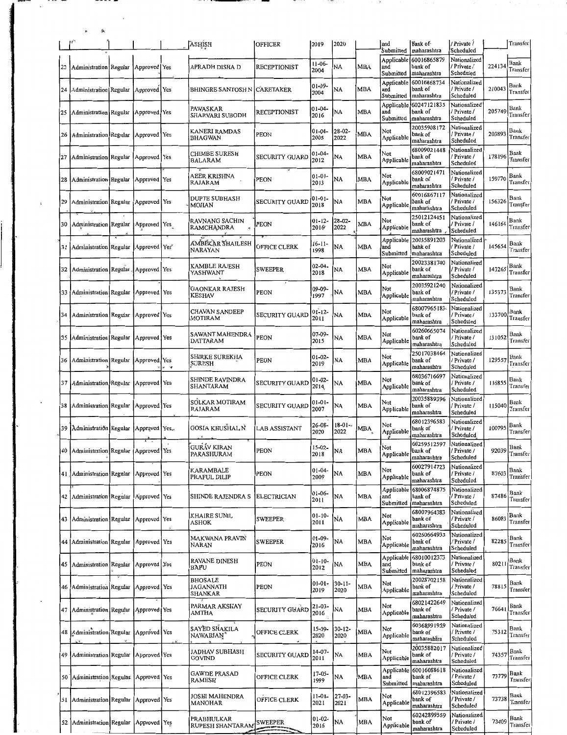| | | | | | ASHISH | OFFICER | 2019 | 2020 | | and Submitted | Bank of maharashtra | / Private / Scheduled | | Transfer |
|---|---|---|---|---|---|---|---|---|---|---|---|---|---|---|
| 23 | Administration | Regular | Approved | Yes | APRADH DISHA D | RECEPTIONIST | 11-06-2004 | NA | MBA | Applicable and Submitted | 60016865879 bank of maharashtra | Nationalized / Private / Scheduled | 224134 | Bank Transfer |
| 24 | Administration | Regular | Approved | Yes | BHINGRE SANTOSH N | CARETAKER | 01-09-2004 | NA | MBA | Applicable and Submitted | 60016868734 bank of maharashtra | Nationalized / Private / Scheduled | 210043 | Bank Transfer |
| 25 | Administration | Regular | Approved | Yes | PAWASKAR SHARVARI SUBODH | RECEPTIONIST | 01-04-2016 | NA | MBA | Applicable and Submitted | 60247121835 bank of maharashtra | Nationalized / Private / Scheduled | 205749 | Bank Transfer |
| 26 | Administration | Regular | Approved | Yes | KANERI RAMDAS BHAGWAN | PEON | 01-04-2005 | 28-02-2022 | MBA | Not Applicable | 20035908172 bank of maharashtra | Nationalized / Private / Scheduled | 203893 | Bank Transfer |
| 27 | Administration | Regular | Approved | Yes | CHIMBE SURESH BALARAM | SECURITY GUARD | 01-04-2012 | NA | MBA | Not Applicable | 68009021448 bank of maharashtra | Nationalized / Private / Scheduled | 178196 | Bank Transfer |
| 28 | Administration | Regular | Approved | Yes | AEER KRISHNA RAJARAM | PEON | 01-01-2013 | NA | MBA | Not Applicable | 68009021471 bank of maharashtra | Nationalized / Private / Scheduled | 159770 | Bank Transfer |
| 29 | Administration | Regular | Approved | Yes | DUPTE SUBHASH MOHAN | SECURITY GUARD | 01-01-2018 | NA | MBA | Not Applicable | 60016867117 bank of maharashtra | Nationalized / Private / Scheduled | 156326 | Bank Transfer |
| 30 | Administration | Regular | Approved | Yes | RAVNANG SACHIN RAMCHANDRA | PEON | 01-12-2016 | 28-02-2022 | MBA | Not Applicable | 25012124451 bank of maharashtra | Nationalized / Private / Scheduled | 146164 | Bank Transfer |
| 31 | Administration | Regular | Approved | Yes | AMBEKAR SHAILESH NARAYAN | OFFICE CLERK | 16-11-1998 | NA | MBA | Applicable and Submitted | 20035891203 bank of maharashtra | Nationalized / Private / Scheduled | 145654 | Bank Transfer |
| 32 | Administration | Regular | Approved | Yes | KAMBLE RAJESH YASHWANT | SWEEPER | 02-04-2018 | NA | MBA | Not Applicable | 20023381740 bank of maharashtra | Nationalized / Private / Scheduled | 143265 | Bank Transfer |
| 33 | Administration | Regular | Approved | Yes | GAONKAR RAJESH KESHAV | PEON | 09-09-1997 | NA | MBA | Not Applicable | 20035921240 bank of maharashtra | Nationalized / Private / Scheduled | 135373 | Bank Transfer |
| 34 | Administration | Regular | Approved | Yes | CHAVAN SANDEEP MOTIRAM | SECURITY GUARD | 01-12-2011 | NA | MBA | Not Applicable | 68007965183 bank of maharashtra | Nationalized / Private / Scheduled | 133700 | Bank Transfer |
| 35 | Administration | Regular | Approved | Yes | SAWANT MAHENDRA DATTARAM | PEON | 07-09-2015 | NA | MBA | Not Applicable | 60260665074 bank of maharashtra | Nationalized / Private / Scheduled | 131052 | Bank Transfer |
| 36 | Administration | Regular | Approved | Yes | SHIRKE SUREKHA SURESH | PEON | 01-02-2019 | NA | MBA | Not Applicable | 25017038464 bank of maharashtra | Nationalized / Private / Scheduled | 129557 | Bank Transfer |
| 37 | Administration | Regular | Approved | Yes | SHINDE RAVINDRA SHANTARAM | SECURITY GUARD | 01-02-2014 | NA | MBA | Not Applicable | 68036716697 bank of maharashtra | Nationalized / Private / Scheduled | 116855 | Bank Transfer |
| 38 | Administration | Regular | Approved | Yes | SOLKAR MOTIRAM RAJARAM | SECURITY GUARD | 01-01-2007 | NA | MBA | Not Applicable | 20035889396 bank of maharashtra | Nationalized / Private / Scheduled | 115040 | Bank Transfer |
| 39 | Administration | Regular | Approved | Yes | GOSIA KHUSHAL N | LAB ASSISTANT | 26-08-2020 | 18-01-2022 | MBA | Not Applicable | 68012396583 bank of maharashtra | Nationalized / Private / Scheduled | 100795 | Bank Transfer |
| 40 | Administration | Regular | Approved | Yes | GURAV KIRAN PARASHURAM | PEON | 15-02-2018 | NA | MBA | Not Applicable | 60259512597 bank of maharashtra | Nationalized / Private / Scheduled | 92039 | Bank Transfer |
| 41 | Administration | Regular | Approved | Yes | KARAMBALE PRAFUL DILIP | PEON | 01-04-2009 | NA | MBA | Not Applicable | 60027914723 bank of maharashtra | Nationalized / Private / Scheduled | 87603 | Bank Transfer |
| 42 | Administration | Regular | Approved | Yes | SHINDE RAJENDRA S | ELECTRICIAN | 01-06-2011 | NA | MBA | Applicable and Submitted | 68006874875 bank of maharashtra | Nationalized / Private / Scheduled | 87486 | Bank Transfer |
| 43 | Administration | Regular | Approved | Yes | KHAIRE SUNIL ASHOK | SWEEPER | 01-10-2011 | NA | MBA | Not Applicable | 68007964383 bank of maharashtra | Nationalized / Private / Scheduled | 86083 | Bank Transfer |
| 44 | Administration | Regular | Approved | Yes | MAKWANA PRAVIN NARAN | SWEEPER | 01-09-2016 | NA | MBA | Not Applicable | 60260664933 bank of maharashtra | Nationalized / Private / Scheduled | 82285 | Bank Transfer |
| 45 | Administration | Regular | Approved | Yes | RAVANE DINESH BAPU | PEON | 01-10-2012 | NA | MBA | Applicable and Submitted | 68010012373 bank of maharashtra | Nationalized / Private / Scheduled | 80211 | Bank Transfer |
| 46 | Administration | Regular | Approved | Yes | BHOSALE JAGANNATH SHANKAR | PEON | 01-01-2019 | 30-11-2020 | MBA | Not Applicable | 20028702158 bank of maharashtra | Nationalized / Private / Scheduled | 78815 | Bank Transfer |
| 47 | Administration | Regular | Approved | Yes | PARMAR AKSHAY AMTHA | SECURITY GUARD | 21-03-2016 | NA | MBA | Not Applicable | 68021422649 bank of maharashtra | Nationalized / Private / Scheduled | 76641 | Bank Transfer |
| 48 | Administration | Regular | Approved | Yes | SAYED SHAKILA NAWABJAN | OFFICE CLERK | 15-09-2020 | 30-12-2020 | MBA | Not Applicable | 60368991959 bank of maharashtra | Nationalized / Private / Scheduled | 75312 | Bank Transfer |
| 49 | Administration | Regular | Approved | Yes | JADHAV SUBHASH GOVIND | SECURITY GUARD | 14-07-2011 | NA | MBA | Not Applicable | 20035882017 bank of maharashtra | Nationalized / Private / Scheduled | 74357 | Bank Transfer |
| 50 | Administration | Regular | Approved | Yes | GAWDE PRASAD RAMESH | OFFICE CLERK | 17-05-1999 | NA | MBA | Applicable and Submitted | 60016088618 bank of maharashtra | Nationalized / Private / Scheduled | 73779 | Bank Transfer |
| 51 | Administration | Regular | Approved | Yes | JOSHI MAHENDRA MANOHAR | OFFICE CLERK | 11-01-2021 | 27-03-2021 | MBA | Not Applicable | 68012396583 bank of maharashtra | Nationalized / Private / Scheduled | 73738 | Bank Transfer |
| 52 | Administration | Regular | Approved | Yes | PRABHULKAR RUPESH SHANTARAM | SWEEPER | 01-02-2016 | NA | MBA | Not Applicable | 60242899559 bank of maharashtra | Nationalized / Private / Scheduled | 73409 | Bank Transfer |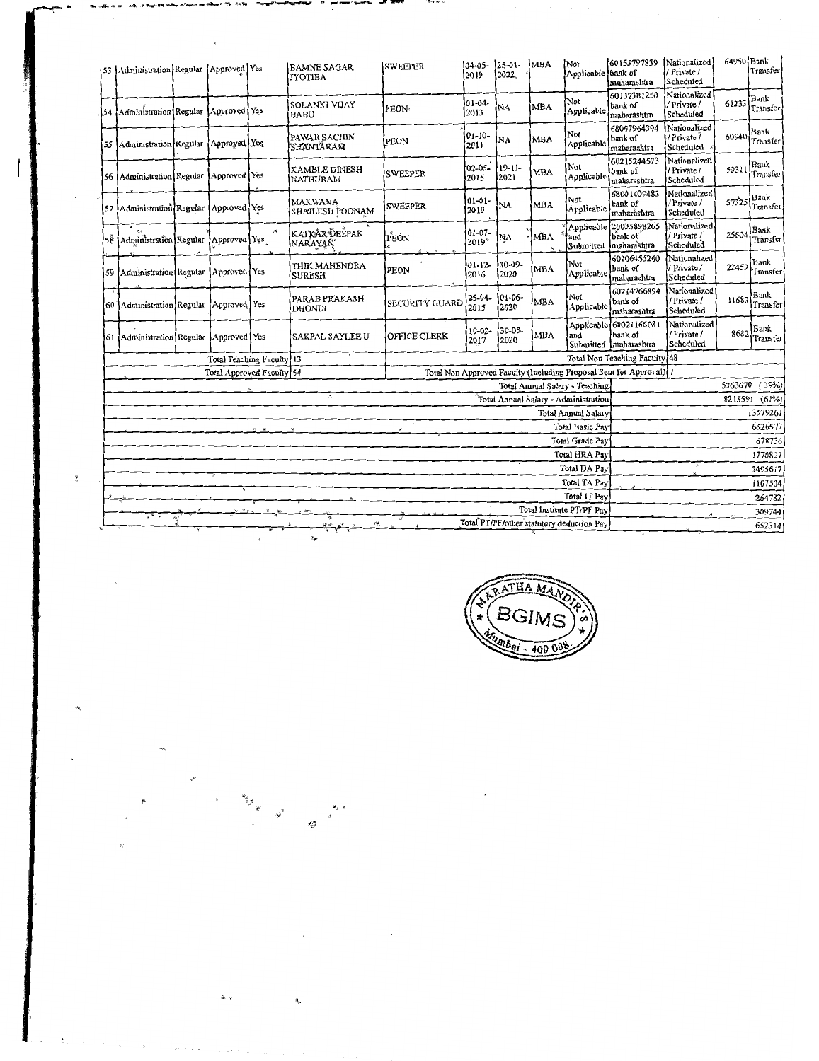| | | | | | | | | | | | | | | |
|---|---|---|---|---|---|---|---|---|---|---|---|---|---|---|
| 53 | Administration | Regular | Approved | Yes | BAMNE SAGAR JYOTIBA | SWEEPER | 04-05-2019 | 25-01-2022 | MBA | Not Applicable | 60155797839 bank of maharashtra | Nationalized / Private / Scheduled | 64950 | Bank Transfer |
| 54 | Administration | Regular | Approved | Yes | SOLANKI VIJAY BABU | PEON | 01-04-2013 | NA | MBA | Not Applicable | 60132381250 bank of maharashtra | Nationalized / Private / Scheduled | 61233 | Bank Transfer |
| 55 | Administration | Regular | Approved | Yes | PAWAR SACHIN SHANTARAM | PEON | 01-10-2011 | NA | MBA | Not Applicable | 68007964394 bank of maharashtra | Nationalized / Private / Scheduled | 60940 | Bank Transfer |
| 56 | Administration | Regular | Approved | Yes | KAMBLE DINESH NATHURAM | SWEEPER | 02-05-2015 | 19-11-2021 | MBA | Not Applicable | 60215244573 bank of maharashtra | Nationalized / Private / Scheduled | 59311 | Bank Transfer |
| 57 | Administration | Regular | Approved | Yes | MAKWANA SHAILESH POONAM | SWEEPER | 01-01-2010 | NA | MBA | Not Applicable | 68001409483 bank of maharashtra | Nationalized / Private / Scheduled | 57525 | Bank Transfer |
| 58 | Administration | Regular | Approved | Yes | KATKAR DEEPAK NARAYAN | PEON | 01-07-2019 | NA | MBA | Applicable and Submitted | 20035898265 bank of maharashtra | Nationalized / Private / Scheduled | 25604 | Bank Transfer |
| 59 | Administration | Regular | Approved | Yes | THIK MAHENDRA SURESH | PEON | 01-12-2016 | 30-09-2020 | MBA | Not Applicable | 60106455260 bank of maharashtra | Nationalized / Private / Scheduled | 22459 | Bank Transfer |
| 60 | Administration | Regular | Approved | Yes | PARAB PRAKASH DHONDI | SECURITY GUARD | 25-04-2015 | 01-06-2020 | MBA | Not Applicable | 60214766894 bank of maharashtra | Nationalized / Private / Scheduled | 11683 | Bank Transfer |
| 61 | Administration | Regular | Approved | Yes | SAKPAL SAYLEE U | OFFICE CLERK | 10-02-2017 | 30-05-2020 | MBA | Applicable and Submitted | 68021166081 bank of maharashtra | Nationalized / Private / Scheduled | 8682 | Bank Transfer |
| | | | Total Teaching Faculty | 13 | | | | | | Total Non Teaching Faculty | 48 | | | |
| | | | Total Approved Faculty | 54 | | | | | | Total Non Approved Faculty (Including Proposal Sent for Approval) | 7 | | | |

| | |
|---|---|
| Total Annual Salary - Teaching | 5363670 (39%) |
| Total Annual Salary - Administration | 8215591 (61%) |
| Total Annual Salary | 13579261 |
| Total Basic Pay | 6526577 |
| Total Grade Pay | 678736 |
| Total HRA Pay | 1770827 |
| Total DA Pay | 3495617 |
| Total TA Pay | 1107504 |
| Total IT Pay | 264782 |
| Total Institute PT/PF Pay | 309744 |
| Total PT/PF/other statutory deduction Pay | 652314 |

MARATHA MANDIR'S BGIMS Mumbai - 400 008